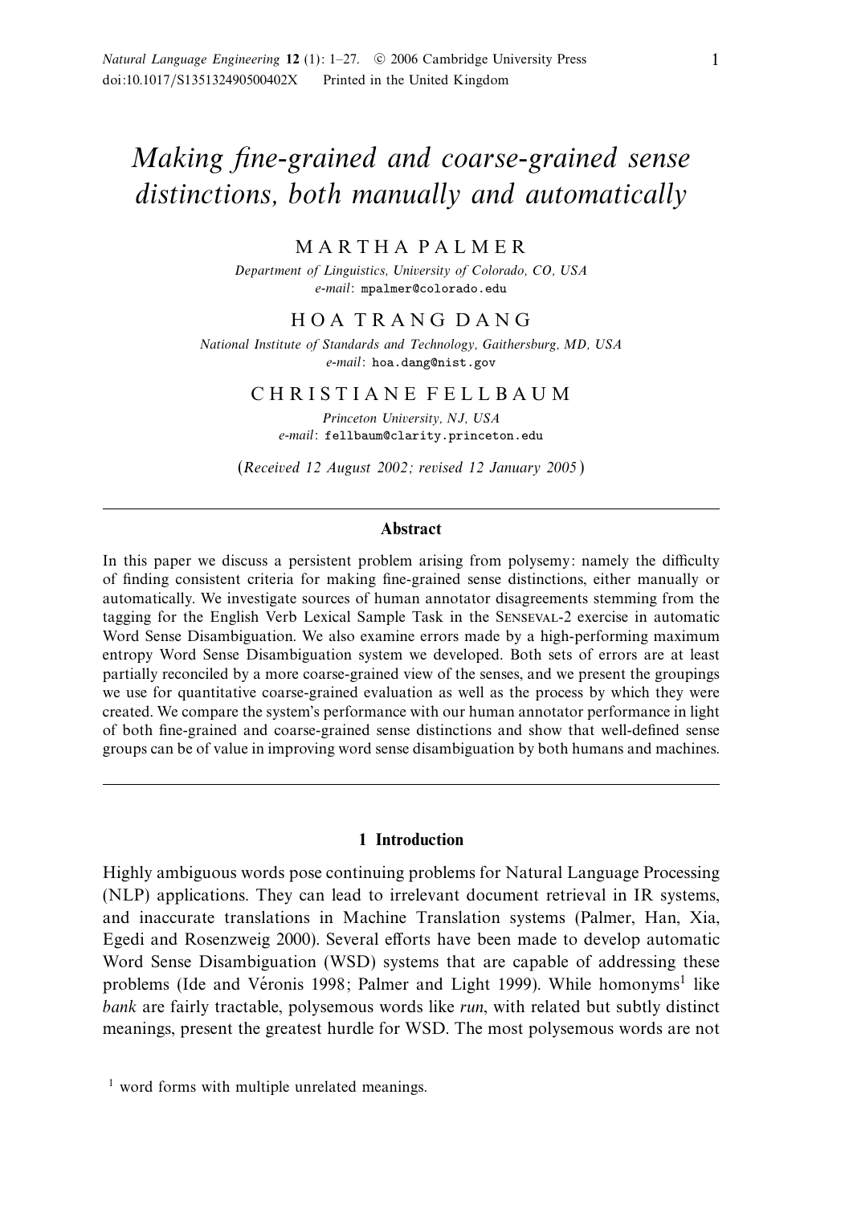# *Making fine-grained and coarse-grained sense distinctions, both manually and automatically*

MARTHA PALMER

*Department of Linguistics, University of Colorado, CO, USA*
*e-mail*: mpalmer@colorado.edu

HOA TRANG DANG

*National Institute of Standards and Technology, Gaithersburg, MD, USA*
*e-mail*: hoa.dang@nist.gov

CHRISTIANE FELLBAUM

*Princeton University, NJ, USA*
*e-mail*: fellbaum@clarity.princeton.edu

(*Received 12 August 2002; revised 12 January 2005*)

## Abstract

In this paper we discuss a persistent problem arising from polysemy: namely the difficulty of finding consistent criteria for making fine-grained sense distinctions, either manually or automatically. We investigate sources of human annotator disagreements stemming from the tagging for the English Verb Lexical Sample Task in the Senseval-2 exercise in automatic Word Sense Disambiguation. We also examine errors made by a high-performing maximum entropy Word Sense Disambiguation system we developed. Both sets of errors are at least partially reconciled by a more coarse-grained view of the senses, and we present the groupings we use for quantitative coarse-grained evaluation as well as the process by which they were created. We compare the system's performance with our human annotator performance in light of both fine-grained and coarse-grained sense distinctions and show that well-defined sense groups can be of value in improving word sense disambiguation by both humans and machines.

## 1 Introduction

Highly ambiguous words pose continuing problems for Natural Language Processing (NLP) applications. They can lead to irrelevant document retrieval in IR systems, and inaccurate translations in Machine Translation systems (Palmer, Han, Xia, Egedi and Rosenzweig 2000). Several efforts have been made to develop automatic Word Sense Disambiguation (WSD) systems that are capable of addressing these problems (Ide and Véronis 1998; Palmer and Light 1999). While homonyms[1] like *bank* are fairly tractable, polysemous words like *run*, with related but subtly distinct meanings, present the greatest hurdle for WSD. The most polysemous words are not

[1] word forms with multiple unrelated meanings.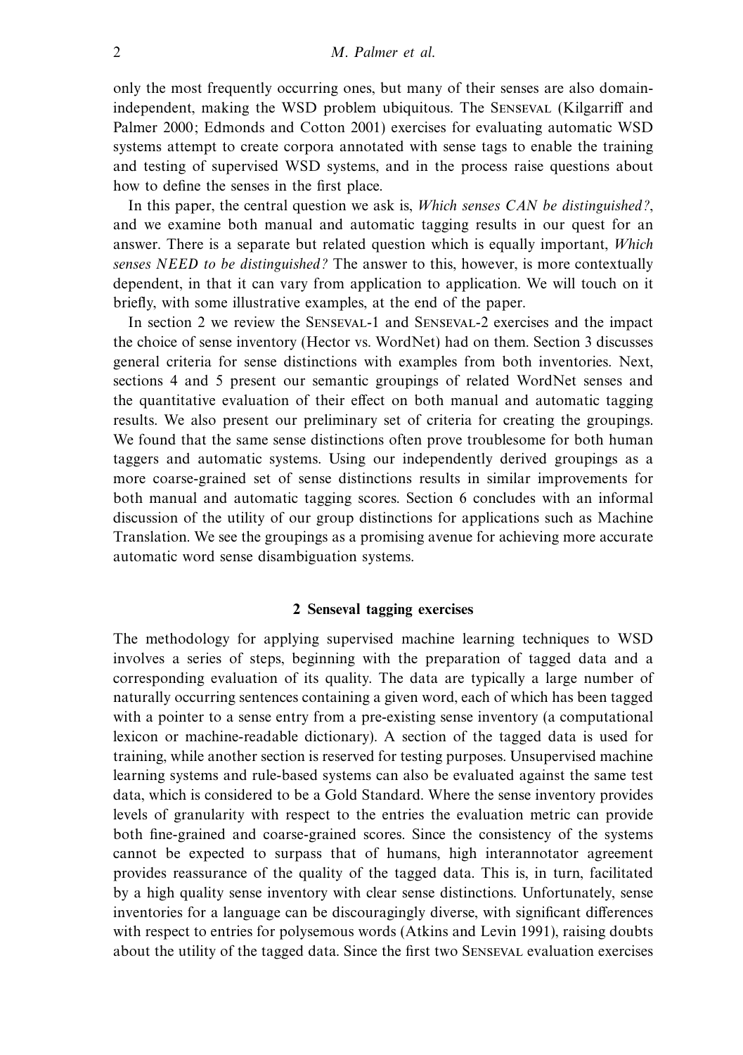only the most frequently occurring ones, but many of their senses are also domain-independent, making the WSD problem ubiquitous. The Senseval (Kilgarriff and Palmer 2000; Edmonds and Cotton 2001) exercises for evaluating automatic WSD systems attempt to create corpora annotated with sense tags to enable the training and testing of supervised WSD systems, and in the process raise questions about how to define the senses in the first place.

In this paper, the central question we ask is, *Which senses CAN be distinguished?*, and we examine both manual and automatic tagging results in our quest for an answer. There is a separate but related question which is equally important, *Which senses NEED to be distinguished?* The answer to this, however, is more contextually dependent, in that it can vary from application to application. We will touch on it briefly, with some illustrative examples, at the end of the paper.

In section 2 we review the Senseval-1 and Senseval-2 exercises and the impact the choice of sense inventory (Hector vs. WordNet) had on them. Section 3 discusses general criteria for sense distinctions with examples from both inventories. Next, sections 4 and 5 present our semantic groupings of related WordNet senses and the quantitative evaluation of their effect on both manual and automatic tagging results. We also present our preliminary set of criteria for creating the groupings. We found that the same sense distinctions often prove troublesome for both human taggers and automatic systems. Using our independently derived groupings as a more coarse-grained set of sense distinctions results in similar improvements for both manual and automatic tagging scores. Section 6 concludes with an informal discussion of the utility of our group distinctions for applications such as Machine Translation. We see the groupings as a promising avenue for achieving more accurate automatic word sense disambiguation systems.

## 2 Senseval tagging exercises

The methodology for applying supervised machine learning techniques to WSD involves a series of steps, beginning with the preparation of tagged data and a corresponding evaluation of its quality. The data are typically a large number of naturally occurring sentences containing a given word, each of which has been tagged with a pointer to a sense entry from a pre-existing sense inventory (a computational lexicon or machine-readable dictionary). A section of the tagged data is used for training, while another section is reserved for testing purposes. Unsupervised machine learning systems and rule-based systems can also be evaluated against the same test data, which is considered to be a Gold Standard. Where the sense inventory provides levels of granularity with respect to the entries the evaluation metric can provide both fine-grained and coarse-grained scores. Since the consistency of the systems cannot be expected to surpass that of humans, high interannotator agreement provides reassurance of the quality of the tagged data. This is, in turn, facilitated by a high quality sense inventory with clear sense distinctions. Unfortunately, sense inventories for a language can be discouragingly diverse, with significant differences with respect to entries for polysemous words (Atkins and Levin 1991), raising doubts about the utility of the tagged data. Since the first two Senseval evaluation exercises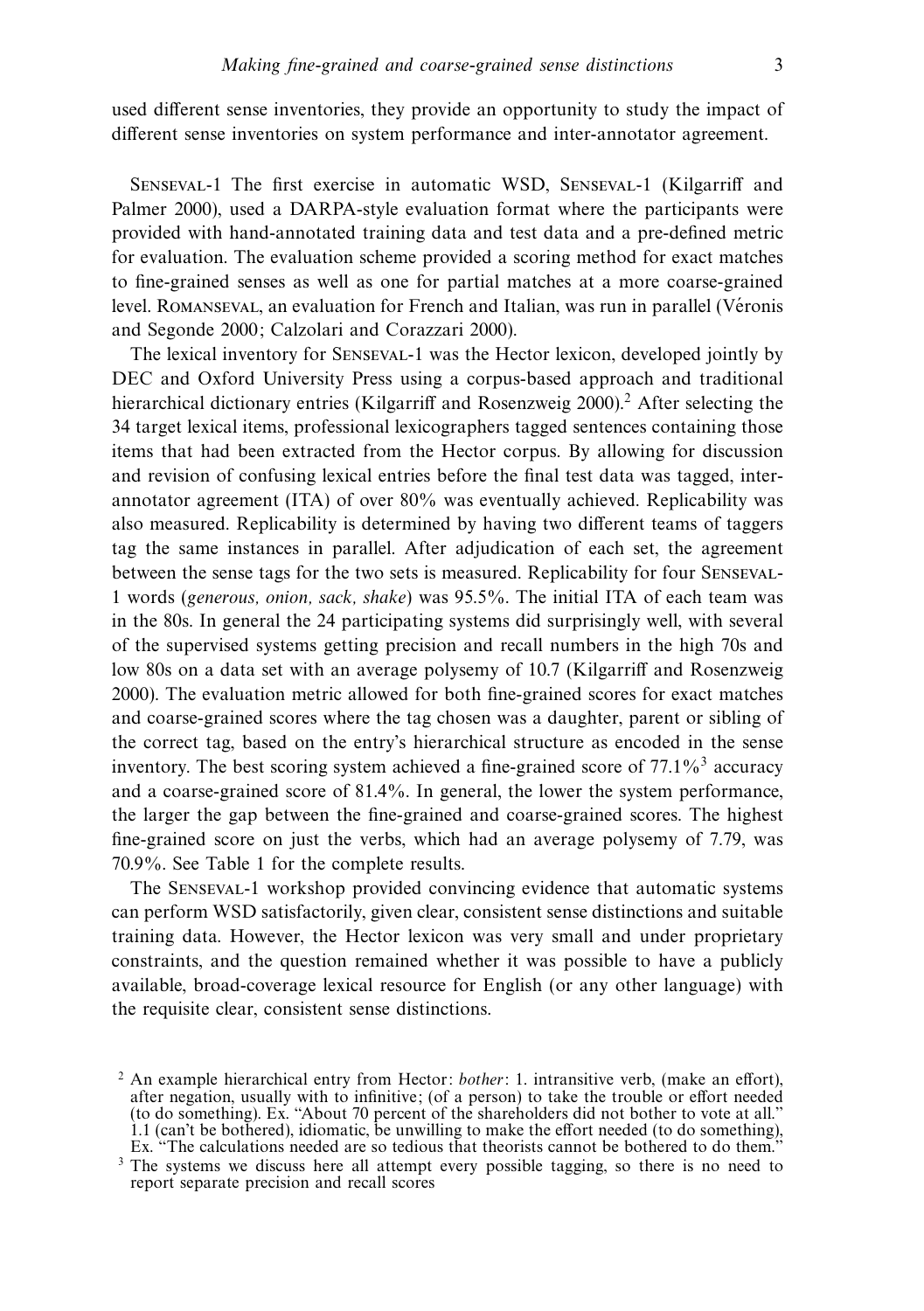used different sense inventories, they provide an opportunity to study the impact of different sense inventories on system performance and inter-annotator agreement.

SENSEVAL-1 The first exercise in automatic WSD, SENSEVAL-1 (Kilgarriff and Palmer 2000), used a DARPA-style evaluation format where the participants were provided with hand-annotated training data and test data and a pre-defined metric for evaluation. The evaluation scheme provided a scoring method for exact matches to fine-grained senses as well as one for partial matches at a more coarse-grained level. ROMANSEVAL, an evaluation for French and Italian, was run in parallel (Véronis and Segonde 2000; Calzolari and Corazzari 2000).

The lexical inventory for SENSEVAL-1 was the Hector lexicon, developed jointly by DEC and Oxford University Press using a corpus-based approach and traditional hierarchical dictionary entries (Kilgarriff and Rosenzweig 2000).[2] After selecting the 34 target lexical items, professional lexicographers tagged sentences containing those items that had been extracted from the Hector corpus. By allowing for discussion and revision of confusing lexical entries before the final test data was tagged, inter-annotator agreement (ITA) of over 80% was eventually achieved. Replicability was also measured. Replicability is determined by having two different teams of taggers tag the same instances in parallel. After adjudication of each set, the agreement between the sense tags for the two sets is measured. Replicability for four SENSEVAL-1 words (*generous, onion, sack, shake*) was 95.5%. The initial ITA of each team was in the 80s. In general the 24 participating systems did surprisingly well, with several of the supervised systems getting precision and recall numbers in the high 70s and low 80s on a data set with an average polysemy of 10.7 (Kilgarriff and Rosenzweig 2000). The evaluation metric allowed for both fine-grained scores for exact matches and coarse-grained scores where the tag chosen was a daughter, parent or sibling of the correct tag, based on the entry's hierarchical structure as encoded in the sense inventory. The best scoring system achieved a fine-grained score of 77.1%[3] accuracy and a coarse-grained score of 81.4%. In general, the lower the system performance, the larger the gap between the fine-grained and coarse-grained scores. The highest fine-grained score on just the verbs, which had an average polysemy of 7.79, was 70.9%. See Table 1 for the complete results.

The SENSEVAL-1 workshop provided convincing evidence that automatic systems can perform WSD satisfactorily, given clear, consistent sense distinctions and suitable training data. However, the Hector lexicon was very small and under proprietary constraints, and the question remained whether it was possible to have a publicly available, broad-coverage lexical resource for English (or any other language) with the requisite clear, consistent sense distinctions.

[2] An example hierarchical entry from Hector: *bother*: 1. intransitive verb, (make an effort), after negation, usually with to infinitive; (of a person) to take the trouble or effort needed (to do something). Ex. "About 70 percent of the shareholders did not bother to vote at all." 1.1 (can't be bothered), idiomatic, be unwilling to make the effort needed (to do something), Ex. "The calculations needed are so tedious that theorists cannot be bothered to do them."

[3] The systems we discuss here all attempt every possible tagging, so there is no need to report separate precision and recall scores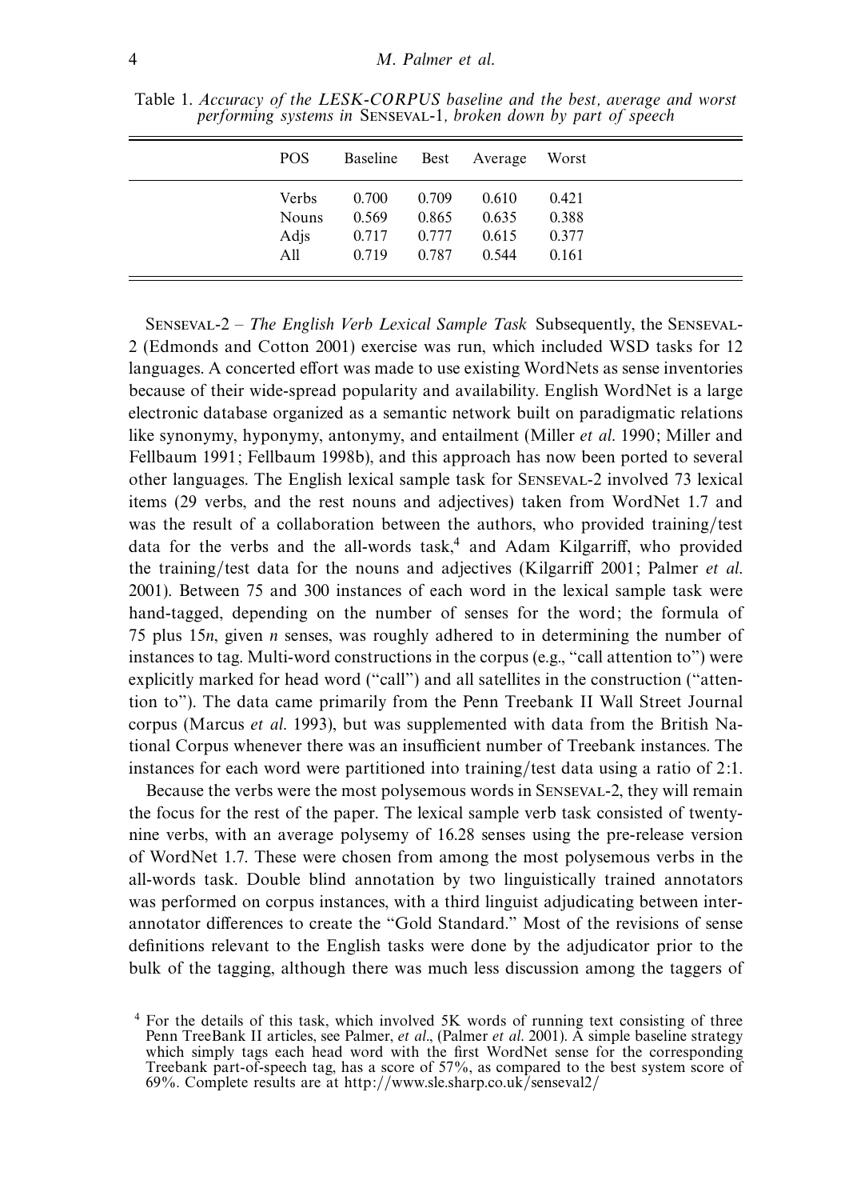Table 1. *Accuracy of the LESK-CORPUS baseline and the best, average and worst performing systems in* SENSEVAL-1*, broken down by part of speech*

| POS | Baseline | Best | Average | Worst |
|---|---|---|---|---|
| Verbs | 0.700 | 0.709 | 0.610 | 0.421 |
| Nouns | 0.569 | 0.865 | 0.635 | 0.388 |
| Adjs | 0.717 | 0.777 | 0.615 | 0.377 |
| All | 0.719 | 0.787 | 0.544 | 0.161 |

SENSEVAL-2 – *The English Verb Lexical Sample Task* Subsequently, the SENSEVAL-2 (Edmonds and Cotton 2001) exercise was run, which included WSD tasks for 12 languages. A concerted effort was made to use existing WordNets as sense inventories because of their wide-spread popularity and availability. English WordNet is a large electronic database organized as a semantic network built on paradigmatic relations like synonymy, hyponymy, antonymy, and entailment (Miller *et al.* 1990; Miller and Fellbaum 1991; Fellbaum 1998b), and this approach has now been ported to several other languages. The English lexical sample task for SENSEVAL-2 involved 73 lexical items (29 verbs, and the rest nouns and adjectives) taken from WordNet 1.7 and was the result of a collaboration between the authors, who provided training/test data for the verbs and the all-words task,[4] and Adam Kilgarriff, who provided the training/test data for the nouns and adjectives (Kilgarriff 2001; Palmer *et al.* 2001). Between 75 and 300 instances of each word in the lexical sample task were hand-tagged, depending on the number of senses for the word; the formula of 75 plus $15n$, given $n$ senses, was roughly adhered to in determining the number of instances to tag. Multi-word constructions in the corpus (e.g., "call attention to") were explicitly marked for head word ("call") and all satellites in the construction ("attention to"). The data came primarily from the Penn Treebank II Wall Street Journal corpus (Marcus *et al.* 1993), but was supplemented with data from the British National Corpus whenever there was an insufficient number of Treebank instances. The instances for each word were partitioned into training/test data using a ratio of 2:1.

Because the verbs were the most polysemous words in SENSEVAL-2, they will remain the focus for the rest of the paper. The lexical sample verb task consisted of twenty-nine verbs, with an average polysemy of 16.28 senses using the pre-release version of WordNet 1.7. These were chosen from among the most polysemous verbs in the all-words task. Double blind annotation by two linguistically trained annotators was performed on corpus instances, with a third linguist adjudicating between inter-annotator differences to create the "Gold Standard." Most of the revisions of sense definitions relevant to the English tasks were done by the adjudicator prior to the bulk of the tagging, although there was much less discussion among the taggers of

[4] For the details of this task, which involved 5K words of running text consisting of three Penn TreeBank II articles, see Palmer, *et al.*, (Palmer *et al.* 2001). A simple baseline strategy which simply tags each head word with the first WordNet sense for the corresponding Treebank part-of-speech tag, has a score of 57%, as compared to the best system score of 69%. Complete results are at http://www.sle.sharp.co.uk/senseval2/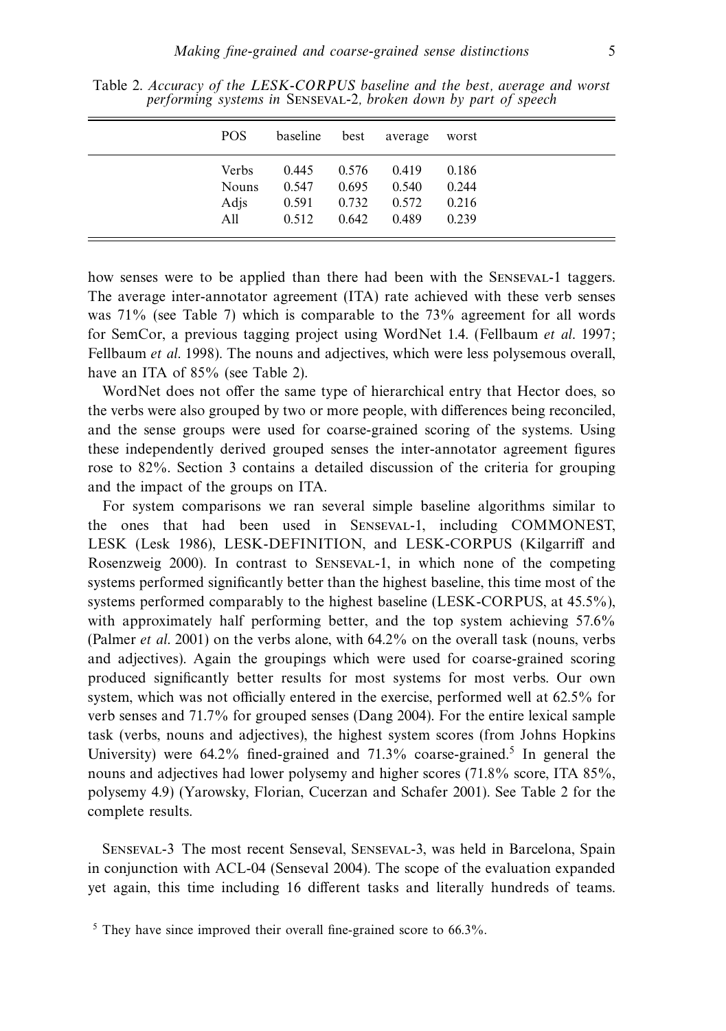Table 2. *Accuracy of the LESK-CORPUS baseline and the best, average and worst performing systems in* Senseval-2*, broken down by part of speech*

| POS | baseline | best | average | worst |
|---|---|---|---|---|
| Verbs | 0.445 | 0.576 | 0.419 | 0.186 |
| Nouns | 0.547 | 0.695 | 0.540 | 0.244 |
| Adjs | 0.591 | 0.732 | 0.572 | 0.216 |
| All | 0.512 | 0.642 | 0.489 | 0.239 |

how senses were to be applied than there had been with the Senseval-1 taggers. The average inter-annotator agreement (ITA) rate achieved with these verb senses was 71% (see Table 7) which is comparable to the 73% agreement for all words for SemCor, a previous tagging project using WordNet 1.4. (Fellbaum *et al*. 1997; Fellbaum *et al*. 1998). The nouns and adjectives, which were less polysemous overall, have an ITA of 85% (see Table 2).

WordNet does not offer the same type of hierarchical entry that Hector does, so the verbs were also grouped by two or more people, with differences being reconciled, and the sense groups were used for coarse-grained scoring of the systems. Using these independently derived grouped senses the inter-annotator agreement figures rose to 82%. Section 3 contains a detailed discussion of the criteria for grouping and the impact of the groups on ITA.

For system comparisons we ran several simple baseline algorithms similar to the ones that had been used in Senseval-1, including COMMONEST, LESK (Lesk 1986), LESK-DEFINITION, and LESK-CORPUS (Kilgarriff and Rosenzweig 2000). In contrast to Senseval-1, in which none of the competing systems performed significantly better than the highest baseline, this time most of the systems performed comparably to the highest baseline (LESK-CORPUS, at 45.5%), with approximately half performing better, and the top system achieving 57.6% (Palmer *et al*. 2001) on the verbs alone, with 64.2% on the overall task (nouns, verbs and adjectives). Again the groupings which were used for coarse-grained scoring produced significantly better results for most systems for most verbs. Our own system, which was not officially entered in the exercise, performed well at 62.5% for verb senses and 71.7% for grouped senses (Dang 2004). For the entire lexical sample task (verbs, nouns and adjectives), the highest system scores (from Johns Hopkins University) were 64.2% fined-grained and 71.3% coarse-grained.[5] In general the nouns and adjectives had lower polysemy and higher scores (71.8% score, ITA 85%, polysemy 4.9) (Yarowsky, Florian, Cucerzan and Schafer 2001). See Table 2 for the complete results.

Senseval-3 The most recent Senseval, Senseval-3, was held in Barcelona, Spain in conjunction with ACL-04 (Senseval 2004). The scope of the evaluation expanded yet again, this time including 16 different tasks and literally hundreds of teams.

[5] They have since improved their overall fine-grained score to 66.3%.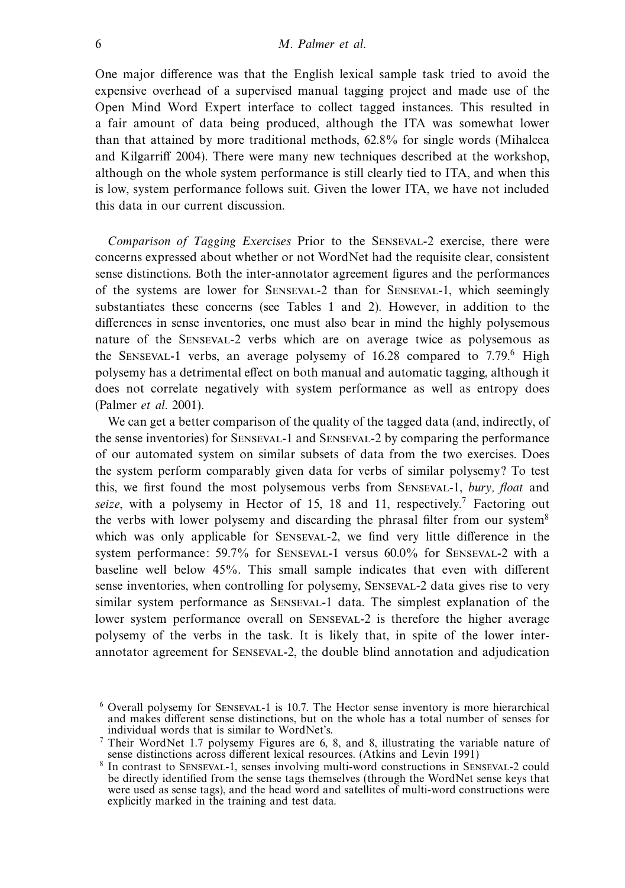One major difference was that the English lexical sample task tried to avoid the expensive overhead of a supervised manual tagging project and made use of the Open Mind Word Expert interface to collect tagged instances. This resulted in a fair amount of data being produced, although the ITA was somewhat lower than that attained by more traditional methods, 62.8% for single words (Mihalcea and Kilgarriff 2004). There were many new techniques described at the workshop, although on the whole system performance is still clearly tied to ITA, and when this is low, system performance follows suit. Given the lower ITA, we have not included this data in our current discussion.

*Comparison of Tagging Exercises* Prior to the Senseval-2 exercise, there were concerns expressed about whether or not WordNet had the requisite clear, consistent sense distinctions. Both the inter-annotator agreement figures and the performances of the systems are lower for Senseval-2 than for Senseval-1, which seemingly substantiates these concerns (see Tables 1 and 2). However, in addition to the differences in sense inventories, one must also bear in mind the highly polysemous nature of the Senseval-2 verbs which are on average twice as polysemous as the Senseval-1 verbs, an average polysemy of 16.28 compared to 7.79.[6] High polysemy has a detrimental effect on both manual and automatic tagging, although it does not correlate negatively with system performance as well as entropy does (Palmer *et al.* 2001).

We can get a better comparison of the quality of the tagged data (and, indirectly, of the sense inventories) for Senseval-1 and Senseval-2 by comparing the performance of our automated system on similar subsets of data from the two exercises. Does the system perform comparably given data for verbs of similar polysemy? To test this, we first found the most polysemous verbs from Senseval-1, *bury, float* and *seize*, with a polysemy in Hector of 15, 18 and 11, respectively.[7] Factoring out the verbs with lower polysemy and discarding the phrasal filter from our system[8] which was only applicable for Senseval-2, we find very little difference in the system performance: 59.7% for Senseval-1 versus 60.0% for Senseval-2 with a baseline well below 45%. This small sample indicates that even with different sense inventories, when controlling for polysemy, Senseval-2 data gives rise to very similar system performance as Senseval-1 data. The simplest explanation of the lower system performance overall on Senseval-2 is therefore the higher average polysemy of the verbs in the task. It is likely that, in spite of the lower inter-annotator agreement for Senseval-2, the double blind annotation and adjudication

[6] Overall polysemy for Senseval-1 is 10.7. The Hector sense inventory is more hierarchical and makes different sense distinctions, but on the whole has a total number of senses for individual words that is similar to WordNet's.

[7] Their WordNet 1.7 polysemy Figures are 6, 8, and 8, illustrating the variable nature of sense distinctions across different lexical resources. (Atkins and Levin 1991)

[8] In contrast to Senseval-1, senses involving multi-word constructions in Senseval-2 could be directly identified from the sense tags themselves (through the WordNet sense keys that were used as sense tags), and the head word and satellites of multi-word constructions were explicitly marked in the training and test data.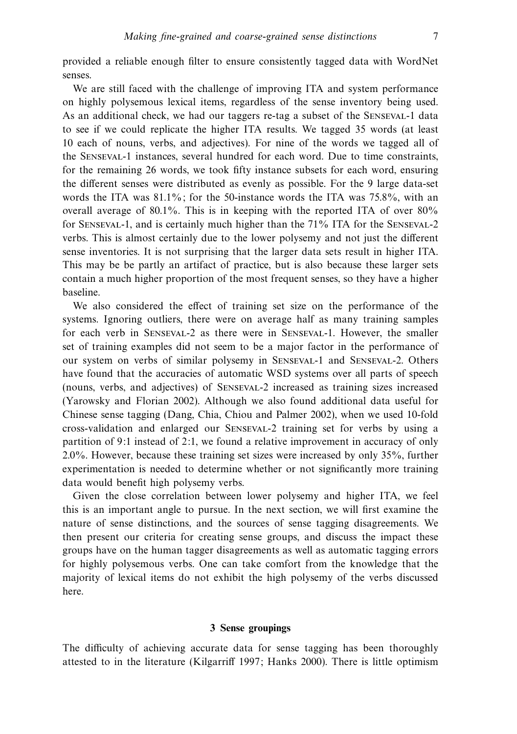provided a reliable enough filter to ensure consistently tagged data with WordNet senses.

We are still faced with the challenge of improving ITA and system performance on highly polysemous lexical items, regardless of the sense inventory being used. As an additional check, we had our taggers re-tag a subset of the Senseval-1 data to see if we could replicate the higher ITA results. We tagged 35 words (at least 10 each of nouns, verbs, and adjectives). For nine of the words we tagged all of the Senseval-1 instances, several hundred for each word. Due to time constraints, for the remaining 26 words, we took fifty instance subsets for each word, ensuring the different senses were distributed as evenly as possible. For the 9 large data-set words the ITA was 81.1%; for the 50-instance words the ITA was 75.8%, with an overall average of 80.1%. This is in keeping with the reported ITA of over 80% for Senseval-1, and is certainly much higher than the 71% ITA for the Senseval-2 verbs. This is almost certainly due to the lower polysemy and not just the different sense inventories. It is not surprising that the larger data sets result in higher ITA. This may be be partly an artifact of practice, but is also because these larger sets contain a much higher proportion of the most frequent senses, so they have a higher baseline.

We also considered the effect of training set size on the performance of the systems. Ignoring outliers, there were on average half as many training samples for each verb in Senseval-2 as there were in Senseval-1. However, the smaller set of training examples did not seem to be a major factor in the performance of our system on verbs of similar polysemy in Senseval-1 and Senseval-2. Others have found that the accuracies of automatic WSD systems over all parts of speech (nouns, verbs, and adjectives) of Senseval-2 increased as training sizes increased (Yarowsky and Florian 2002). Although we also found additional data useful for Chinese sense tagging (Dang, Chia, Chiou and Palmer 2002), when we used 10-fold cross-validation and enlarged our Senseval-2 training set for verbs by using a partition of 9:1 instead of 2:1, we found a relative improvement in accuracy of only 2.0%. However, because these training set sizes were increased by only 35%, further experimentation is needed to determine whether or not significantly more training data would benefit high polysemy verbs.

Given the close correlation between lower polysemy and higher ITA, we feel this is an important angle to pursue. In the next section, we will first examine the nature of sense distinctions, and the sources of sense tagging disagreements. We then present our criteria for creating sense groups, and discuss the impact these groups have on the human tagger disagreements as well as automatic tagging errors for highly polysemous verbs. One can take comfort from the knowledge that the majority of lexical items do not exhibit the high polysemy of the verbs discussed here.

## 3 Sense groupings

The difficulty of achieving accurate data for sense tagging has been thoroughly attested to in the literature (Kilgarriff 1997; Hanks 2000). There is little optimism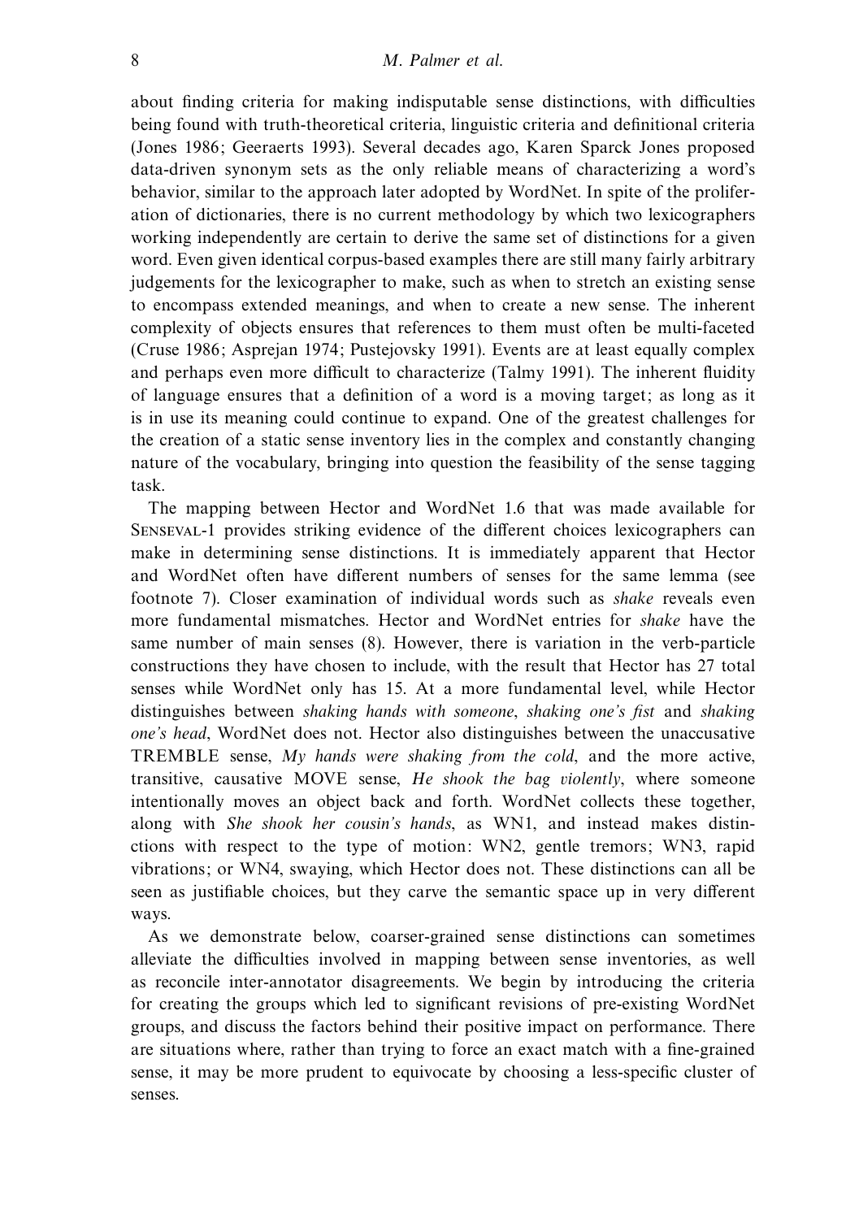about finding criteria for making indisputable sense distinctions, with difficulties being found with truth-theoretical criteria, linguistic criteria and definitional criteria (Jones 1986; Geeraerts 1993). Several decades ago, Karen Sparck Jones proposed data-driven synonym sets as the only reliable means of characterizing a word's behavior, similar to the approach later adopted by WordNet. In spite of the proliferation of dictionaries, there is no current methodology by which two lexicographers working independently are certain to derive the same set of distinctions for a given word. Even given identical corpus-based examples there are still many fairly arbitrary judgements for the lexicographer to make, such as when to stretch an existing sense to encompass extended meanings, and when to create a new sense. The inherent complexity of objects ensures that references to them must often be multi-faceted (Cruse 1986; Asprejan 1974; Pustejovsky 1991). Events are at least equally complex and perhaps even more difficult to characterize (Talmy 1991). The inherent fluidity of language ensures that a definition of a word is a moving target; as long as it is in use its meaning could continue to expand. One of the greatest challenges for the creation of a static sense inventory lies in the complex and constantly changing nature of the vocabulary, bringing into question the feasibility of the sense tagging task.

The mapping between Hector and WordNet 1.6 that was made available for Senseval-1 provides striking evidence of the different choices lexicographers can make in determining sense distinctions. It is immediately apparent that Hector and WordNet often have different numbers of senses for the same lemma (see footnote 7). Closer examination of individual words such as *shake* reveals even more fundamental mismatches. Hector and WordNet entries for *shake* have the same number of main senses (8). However, there is variation in the verb-particle constructions they have chosen to include, with the result that Hector has 27 total senses while WordNet only has 15. At a more fundamental level, while Hector distinguishes between *shaking hands with someone*, *shaking one's fist* and *shaking one's head*, WordNet does not. Hector also distinguishes between the unaccusative TREMBLE sense, *My hands were shaking from the cold*, and the more active, transitive, causative MOVE sense, *He shook the bag violently*, where someone intentionally moves an object back and forth. WordNet collects these together, along with *She shook her cousin's hands*, as WN1, and instead makes distinctions with respect to the type of motion: WN2, gentle tremors; WN3, rapid vibrations; or WN4, swaying, which Hector does not. These distinctions can all be seen as justifiable choices, but they carve the semantic space up in very different ways.

As we demonstrate below, coarser-grained sense distinctions can sometimes alleviate the difficulties involved in mapping between sense inventories, as well as reconcile inter-annotator disagreements. We begin by introducing the criteria for creating the groups which led to significant revisions of pre-existing WordNet groups, and discuss the factors behind their positive impact on performance. There are situations where, rather than trying to force an exact match with a fine-grained sense, it may be more prudent to equivocate by choosing a less-specific cluster of senses.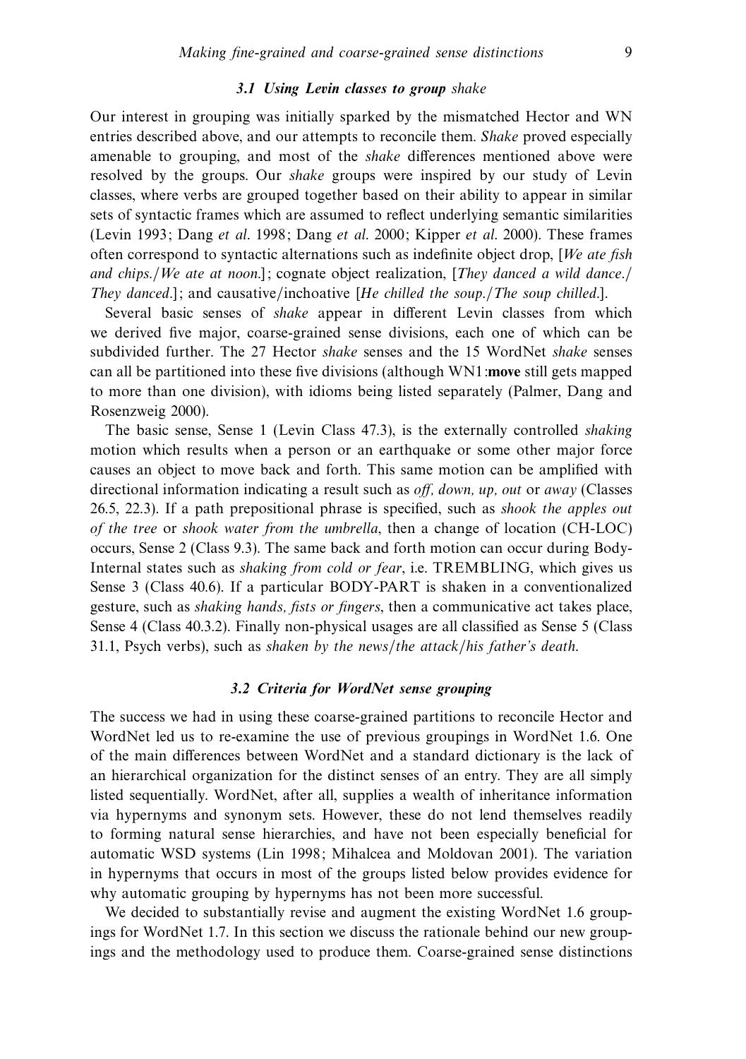### 3.1 Using Levin classes to group *shake*

Our interest in grouping was initially sparked by the mismatched Hector and WN entries described above, and our attempts to reconcile them. *Shake* proved especially amenable to grouping, and most of the *shake* differences mentioned above were resolved by the groups. Our *shake* groups were inspired by our study of Levin classes, where verbs are grouped together based on their ability to appear in similar sets of syntactic frames which are assumed to reflect underlying semantic similarities (Levin 1993; Dang *et al.* 1998; Dang *et al.* 2000; Kipper *et al.* 2000). These frames often correspond to syntactic alternations such as indefinite object drop, [*We ate fish and chips./We ate at noon.*]; cognate object realization, [*They danced a wild dance./ They danced.*]; and causative/inchoative [*He chilled the soup./The soup chilled.*].

Several basic senses of *shake* appear in different Levin classes from which we derived five major, coarse-grained sense divisions, each one of which can be subdivided further. The 27 Hector *shake* senses and the 15 WordNet *shake* senses can all be partitioned into these five divisions (although WN1:**move** still gets mapped to more than one division), with idioms being listed separately (Palmer, Dang and Rosenzweig 2000).

The basic sense, Sense 1 (Levin Class 47.3), is the externally controlled *shaking* motion which results when a person or an earthquake or some other major force causes an object to move back and forth. This same motion can be amplified with directional information indicating a result such as *off, down, up, out* or *away* (Classes 26.5, 22.3). If a path prepositional phrase is specified, such as *shook the apples out of the tree* or *shook water from the umbrella*, then a change of location (CH-LOC) occurs, Sense 2 (Class 9.3). The same back and forth motion can occur during Body-Internal states such as *shaking from cold or fear*, i.e. TREMBLING, which gives us Sense 3 (Class 40.6). If a particular BODY-PART is shaken in a conventionalized gesture, such as *shaking hands, fists or fingers*, then a communicative act takes place, Sense 4 (Class 40.3.2). Finally non-physical usages are all classified as Sense 5 (Class 31.1, Psych verbs), such as *shaken by the news/the attack/his father's death*.

### 3.2 Criteria for WordNet sense grouping

The success we had in using these coarse-grained partitions to reconcile Hector and WordNet led us to re-examine the use of previous groupings in WordNet 1.6. One of the main differences between WordNet and a standard dictionary is the lack of an hierarchical organization for the distinct senses of an entry. They are all simply listed sequentially. WordNet, after all, supplies a wealth of inheritance information via hypernyms and synonym sets. However, these do not lend themselves readily to forming natural sense hierarchies, and have not been especially beneficial for automatic WSD systems (Lin 1998; Mihalcea and Moldovan 2001). The variation in hypernyms that occurs in most of the groups listed below provides evidence for why automatic grouping by hypernyms has not been more successful.

We decided to substantially revise and augment the existing WordNet 1.6 groupings for WordNet 1.7. In this section we discuss the rationale behind our new groupings and the methodology used to produce them. Coarse-grained sense distinctions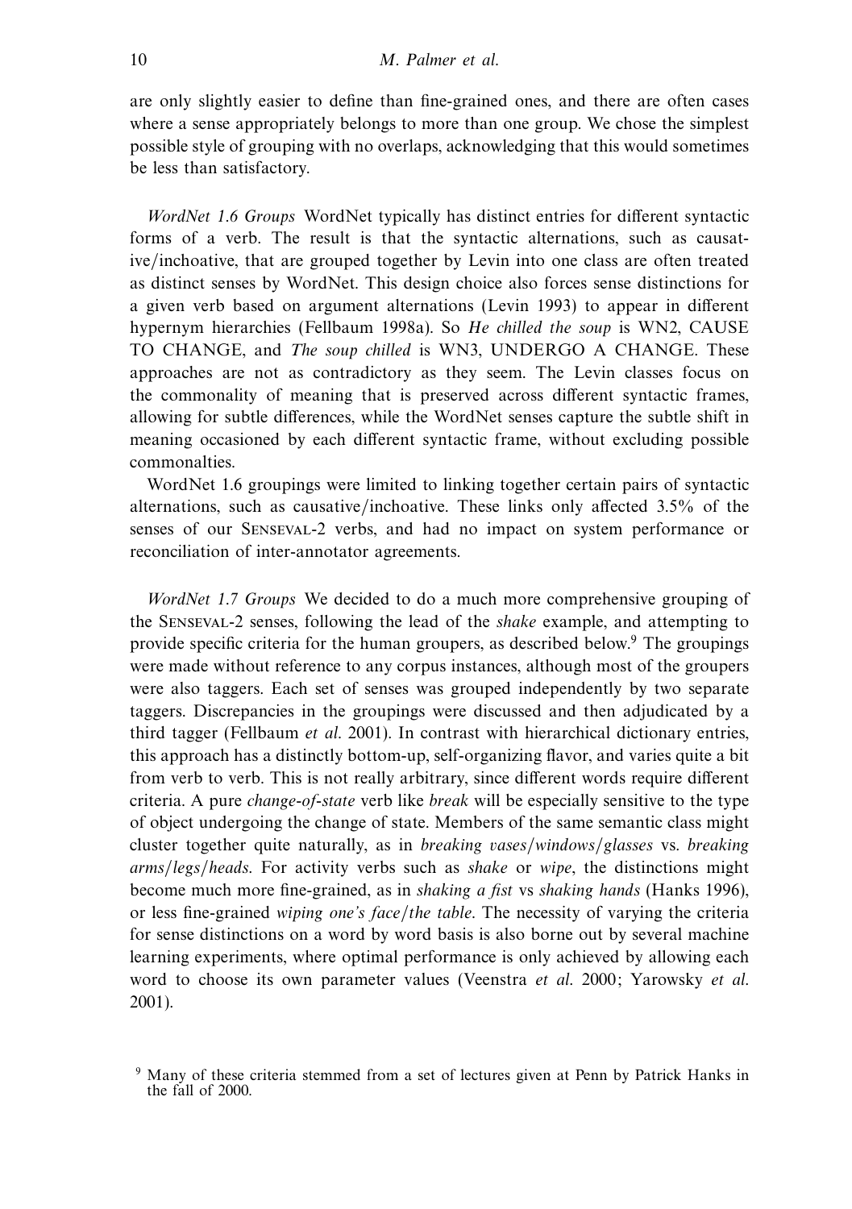are only slightly easier to define than fine-grained ones, and there are often cases where a sense appropriately belongs to more than one group. We chose the simplest possible style of grouping with no overlaps, acknowledging that this would sometimes be less than satisfactory.

*WordNet 1.6 Groups* WordNet typically has distinct entries for different syntactic forms of a verb. The result is that the syntactic alternations, such as causative/inchoative, that are grouped together by Levin into one class are often treated as distinct senses by WordNet. This design choice also forces sense distinctions for a given verb based on argument alternations (Levin 1993) to appear in different hypernym hierarchies (Fellbaum 1998a). So *He chilled the soup* is WN2, CAUSE TO CHANGE, and *The soup chilled* is WN3, UNDERGO A CHANGE. These approaches are not as contradictory as they seem. The Levin classes focus on the commonality of meaning that is preserved across different syntactic frames, allowing for subtle differences, while the WordNet senses capture the subtle shift in meaning occasioned by each different syntactic frame, without excluding possible commonalties.

WordNet 1.6 groupings were limited to linking together certain pairs of syntactic alternations, such as causative/inchoative. These links only affected 3.5% of the senses of our Senseval-2 verbs, and had no impact on system performance or reconciliation of inter-annotator agreements.

*WordNet 1.7 Groups* We decided to do a much more comprehensive grouping of the Senseval-2 senses, following the lead of the *shake* example, and attempting to provide specific criteria for the human groupers, as described below.[9] The groupings were made without reference to any corpus instances, although most of the groupers were also taggers. Each set of senses was grouped independently by two separate taggers. Discrepancies in the groupings were discussed and then adjudicated by a third tagger (Fellbaum *et al.* 2001). In contrast with hierarchical dictionary entries, this approach has a distinctly bottom-up, self-organizing flavor, and varies quite a bit from verb to verb. This is not really arbitrary, since different words require different criteria. A pure *change-of-state* verb like *break* will be especially sensitive to the type of object undergoing the change of state. Members of the same semantic class might cluster together quite naturally, as in *breaking vases/windows/glasses* vs. *breaking arms/legs/heads*. For activity verbs such as *shake* or *wipe*, the distinctions might become much more fine-grained, as in *shaking a fist* vs *shaking hands* (Hanks 1996), or less fine-grained *wiping one's face/the table*. The necessity of varying the criteria for sense distinctions on a word by word basis is also borne out by several machine learning experiments, where optimal performance is only achieved by allowing each word to choose its own parameter values (Veenstra *et al.* 2000; Yarowsky *et al.* 2001).

[9] Many of these criteria stemmed from a set of lectures given at Penn by Patrick Hanks in the fall of 2000.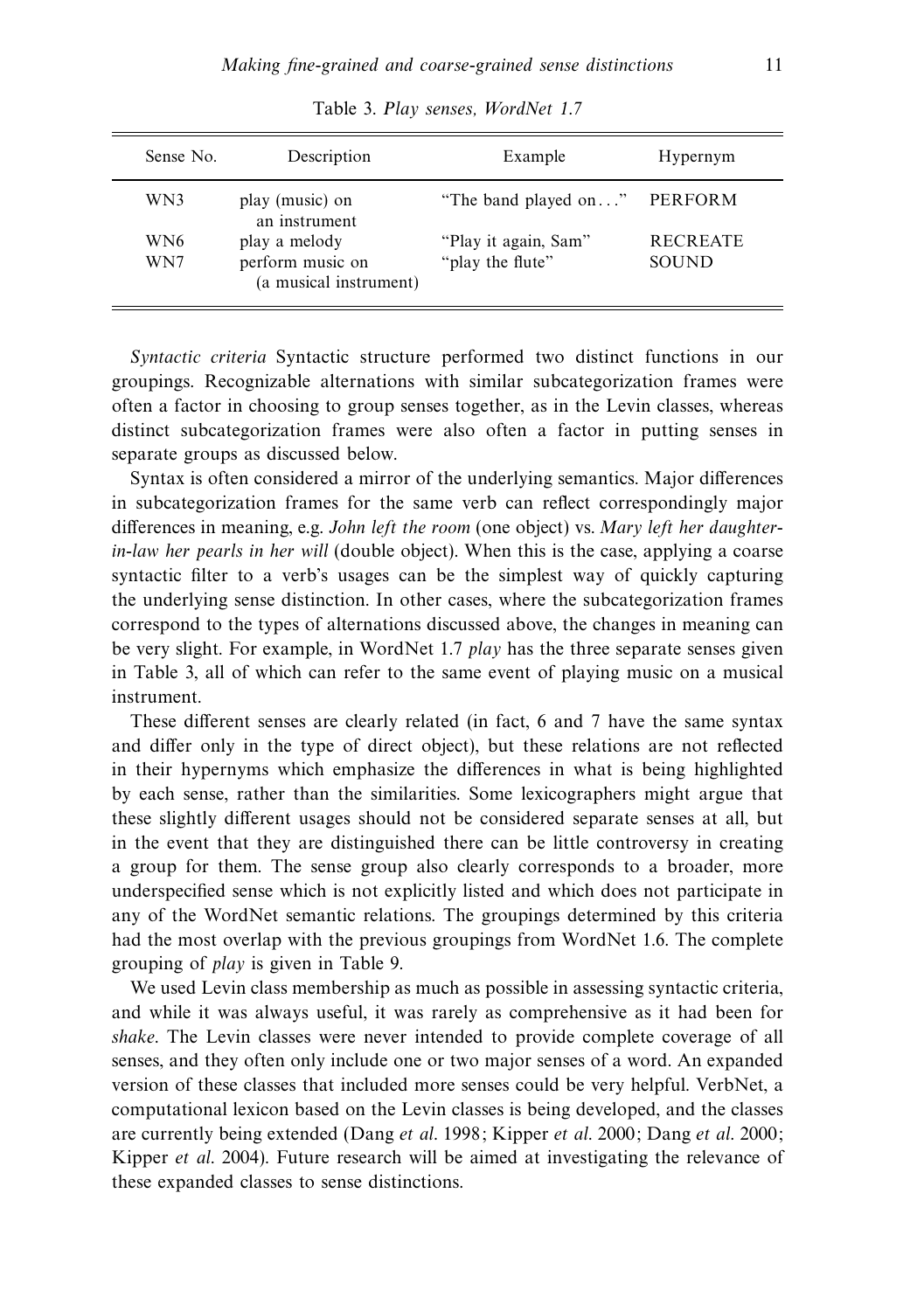Table 3. *Play senses, WordNet 1.7*

| Sense No. | Description | Example | Hypernym |
|---|---|---|---|
| WN3 | play (music) on an instrument | "The band played on..." | PERFORM |
| WN6 | play a melody | "Play it again, Sam" | RECREATE |
| WN7 | perform music on (a musical instrument) | "play the flute" | SOUND |

*Syntactic criteria* Syntactic structure performed two distinct functions in our groupings. Recognizable alternations with similar subcategorization frames were often a factor in choosing to group senses together, as in the Levin classes, whereas distinct subcategorization frames were also often a factor in putting senses in separate groups as discussed below.

Syntax is often considered a mirror of the underlying semantics. Major differences in subcategorization frames for the same verb can reflect correspondingly major differences in meaning, e.g. *John left the room* (one object) vs. *Mary left her daughter-in-law her pearls in her will* (double object). When this is the case, applying a coarse syntactic filter to a verb's usages can be the simplest way of quickly capturing the underlying sense distinction. In other cases, where the subcategorization frames correspond to the types of alternations discussed above, the changes in meaning can be very slight. For example, in WordNet 1.7 *play* has the three separate senses given in Table 3, all of which can refer to the same event of playing music on a musical instrument.

These different senses are clearly related (in fact, 6 and 7 have the same syntax and differ only in the type of direct object), but these relations are not reflected in their hypernyms which emphasize the differences in what is being highlighted by each sense, rather than the similarities. Some lexicographers might argue that these slightly different usages should not be considered separate senses at all, but in the event that they are distinguished there can be little controversy in creating a group for them. The sense group also clearly corresponds to a broader, more underspecified sense which is not explicitly listed and which does not participate in any of the WordNet semantic relations. The groupings determined by this criteria had the most overlap with the previous groupings from WordNet 1.6. The complete grouping of *play* is given in Table 9.

We used Levin class membership as much as possible in assessing syntactic criteria, and while it was always useful, it was rarely as comprehensive as it had been for *shake*. The Levin classes were never intended to provide complete coverage of all senses, and they often only include one or two major senses of a word. An expanded version of these classes that included more senses could be very helpful. VerbNet, a computational lexicon based on the Levin classes is being developed, and the classes are currently being extended (Dang *et al*. 1998; Kipper *et al*. 2000; Dang *et al*. 2000; Kipper *et al*. 2004). Future research will be aimed at investigating the relevance of these expanded classes to sense distinctions.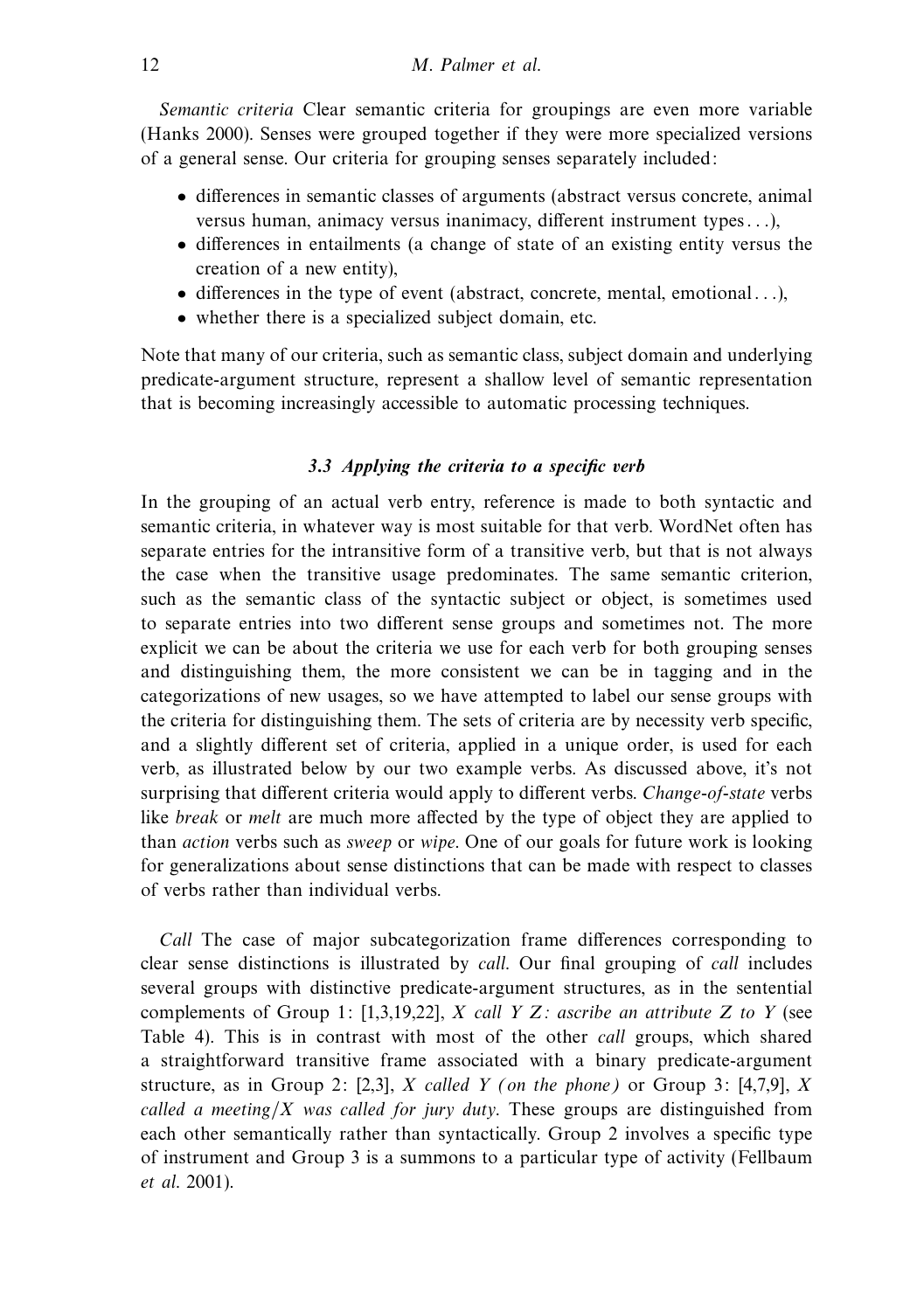*Semantic criteria* Clear semantic criteria for groupings are even more variable (Hanks 2000). Senses were grouped together if they were more specialized versions of a general sense. Our criteria for grouping senses separately included:

- differences in semantic classes of arguments (abstract versus concrete, animal versus human, animacy versus inanimacy, different instrument types...),
- differences in entailments (a change of state of an existing entity versus the creation of a new entity),
- differences in the type of event (abstract, concrete, mental, emotional...),
- whether there is a specialized subject domain, etc.

Note that many of our criteria, such as semantic class, subject domain and underlying predicate-argument structure, represent a shallow level of semantic representation that is becoming increasingly accessible to automatic processing techniques.

### 3.3 Applying the criteria to a specific verb

In the grouping of an actual verb entry, reference is made to both syntactic and semantic criteria, in whatever way is most suitable for that verb. WordNet often has separate entries for the intransitive form of a transitive verb, but that is not always the case when the transitive usage predominates. The same semantic criterion, such as the semantic class of the syntactic subject or object, is sometimes used to separate entries into two different sense groups and sometimes not. The more explicit we can be about the criteria we use for each verb for both grouping senses and distinguishing them, the more consistent we can be in tagging and in the categorizations of new usages, so we have attempted to label our sense groups with the criteria for distinguishing them. The sets of criteria are by necessity verb specific, and a slightly different set of criteria, applied in a unique order, is used for each verb, as illustrated below by our two example verbs. As discussed above, it's not surprising that different criteria would apply to different verbs. *Change-of-state* verbs like *break* or *melt* are much more affected by the type of object they are applied to than *action* verbs such as *sweep* or *wipe*. One of our goals for future work is looking for generalizations about sense distinctions that can be made with respect to classes of verbs rather than individual verbs.

*Call* The case of major subcategorization frame differences corresponding to clear sense distinctions is illustrated by *call*. Our final grouping of *call* includes several groups with distinctive predicate-argument structures, as in the sentential complements of Group 1: [1,3,19,22], *X call Y Z: ascribe an attribute Z to Y* (see Table 4). This is in contrast with most of the other *call* groups, which shared a straightforward transitive frame associated with a binary predicate-argument structure, as in Group 2: [2,3], *X called Y (on the phone)* or Group 3: [4,7,9], *X called a meeting/X was called for jury duty*. These groups are distinguished from each other semantically rather than syntactically. Group 2 involves a specific type of instrument and Group 3 is a summons to a particular type of activity (Fellbaum *et al*. 2001).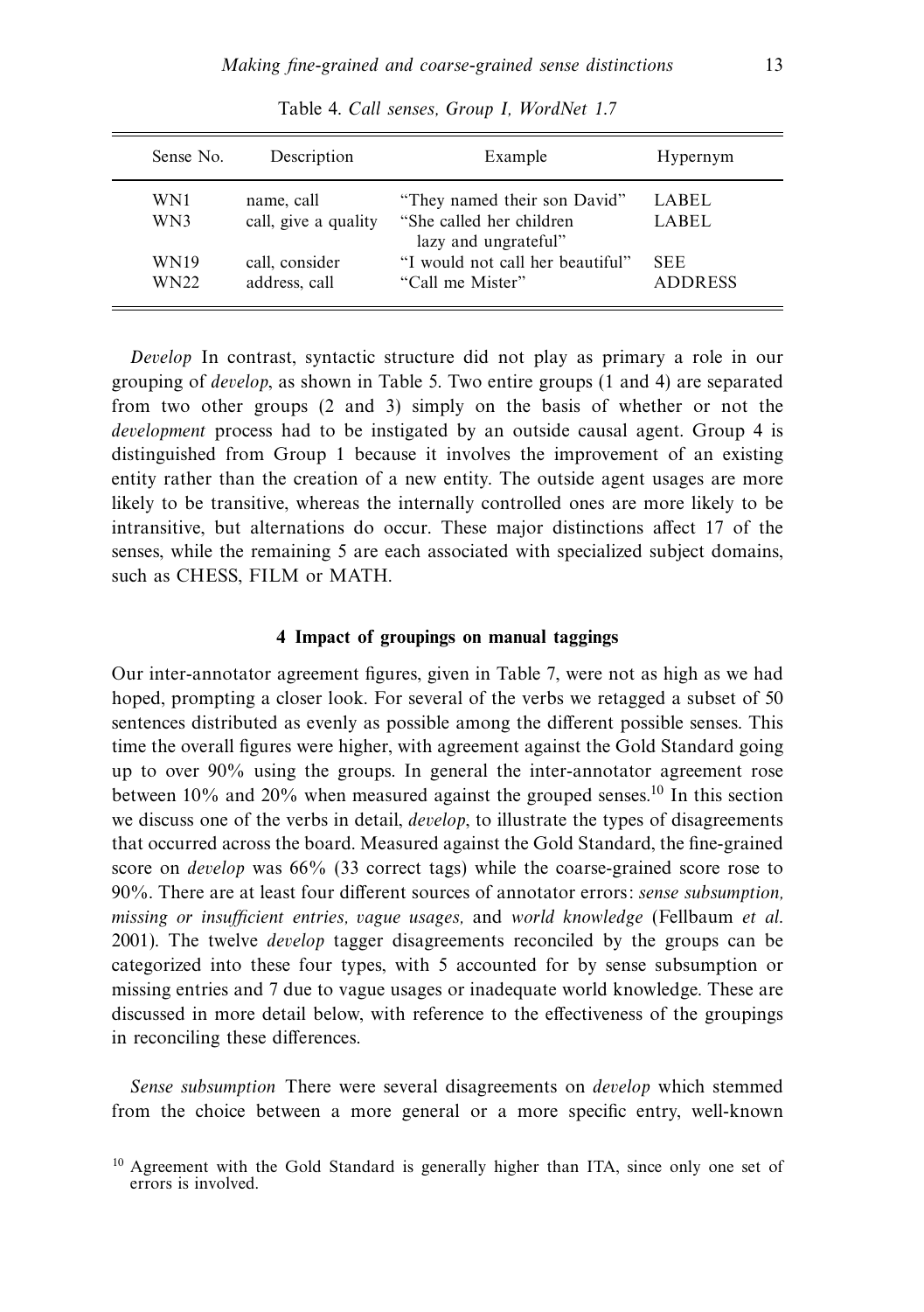Table 4. *Call senses, Group I, WordNet 1.7*

| Sense No. | Description | Example | Hypernym |
|---|---|---|---|
| WN1 | name, call | "They named their son David" | LABEL |
| WN3 | call, give a quality | "She called her children lazy and ungrateful" | LABEL |
| WN19 | call, consider | "I would not call her beautiful" | SEE |
| WN22 | address, call | "Call me Mister" | ADDRESS |

*Develop* In contrast, syntactic structure did not play as primary a role in our grouping of *develop*, as shown in Table 5. Two entire groups (1 and 4) are separated from two other groups (2 and 3) simply on the basis of whether or not the *development* process had to be instigated by an outside causal agent. Group 4 is distinguished from Group 1 because it involves the improvement of an existing entity rather than the creation of a new entity. The outside agent usages are more likely to be transitive, whereas the internally controlled ones are more likely to be intransitive, but alternations do occur. These major distinctions affect 17 of the senses, while the remaining 5 are each associated with specialized subject domains, such as CHESS, FILM or MATH.

## 4 Impact of groupings on manual taggings

Our inter-annotator agreement figures, given in Table 7, were not as high as we had hoped, prompting a closer look. For several of the verbs we retagged a subset of 50 sentences distributed as evenly as possible among the different possible senses. This time the overall figures were higher, with agreement against the Gold Standard going up to over 90% using the groups. In general the inter-annotator agreement rose between 10% and 20% when measured against the grouped senses.[10] In this section we discuss one of the verbs in detail, *develop*, to illustrate the types of disagreements that occurred across the board. Measured against the Gold Standard, the fine-grained score on *develop* was 66% (33 correct tags) while the coarse-grained score rose to 90%. There are at least four different sources of annotator errors: *sense subsumption, missing or insufficient entries, vague usages,* and *world knowledge* (Fellbaum *et al.* 2001). The twelve *develop* tagger disagreements reconciled by the groups can be categorized into these four types, with 5 accounted for by sense subsumption or missing entries and 7 due to vague usages or inadequate world knowledge. These are discussed in more detail below, with reference to the effectiveness of the groupings in reconciling these differences.

*Sense subsumption* There were several disagreements on *develop* which stemmed from the choice between a more general or a more specific entry, well-known

[10] Agreement with the Gold Standard is generally higher than ITA, since only one set of errors is involved.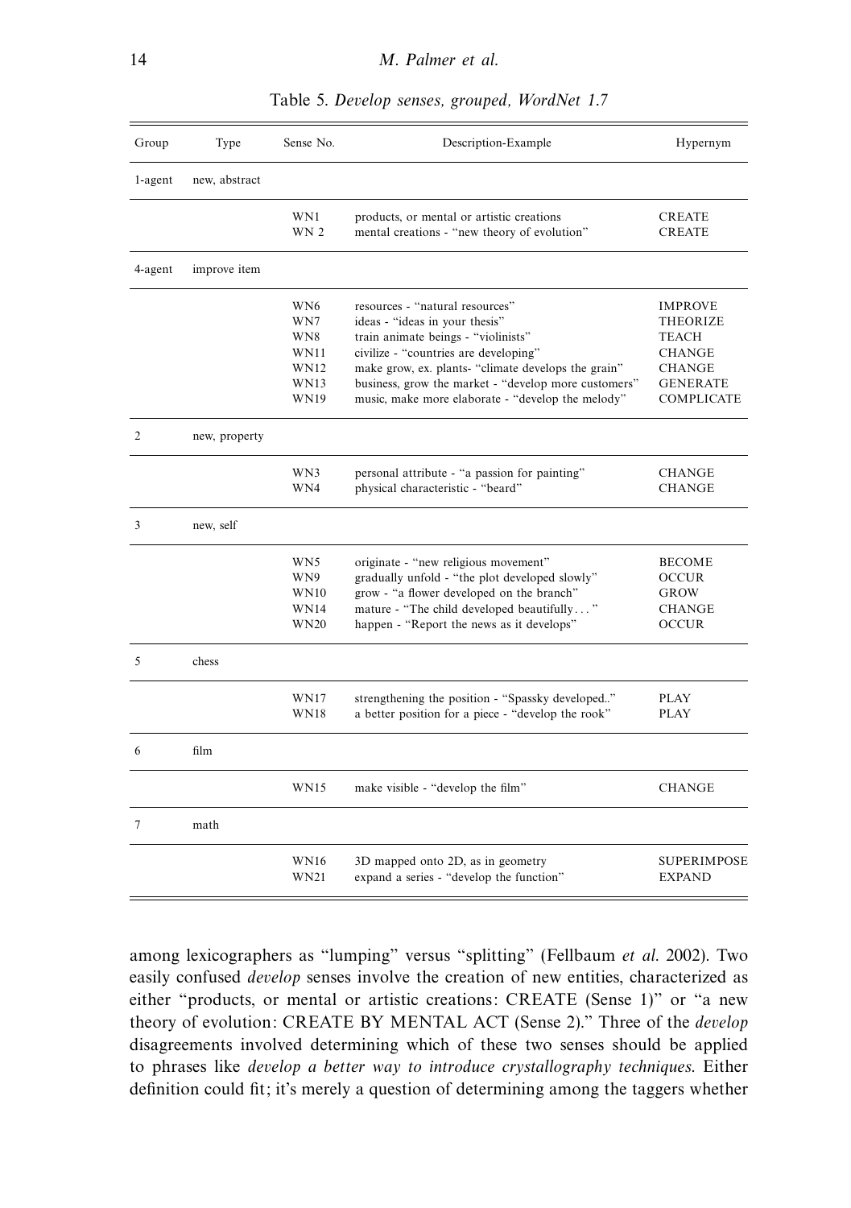Table 5. *Develop senses, grouped, WordNet 1.7*

| Group | Type | Sense No. | Description-Example | Hypernym |
|---|---|---|---|---|
| 1-agent | new, abstract | | | |
| | | WN1<br>WN 2 | products, or mental or artistic creations<br>mental creations - "new theory of evolution" | CREATE<br>CREATE |
| 4-agent | improve item | | | |
| | | WN6<br>WN7<br>WN8<br>WN11<br>WN12<br>WN13<br>WN19 | resources - "natural resources"<br>ideas - "ideas in your thesis"<br>train animate beings - "violinists"<br>civilize - "countries are developing"<br>make grow, ex. plants- "climate develops the grain"<br>business, grow the market - "develop more customers"<br>music, make more elaborate - "develop the melody" | IMPROVE<br>THEORIZE<br>TEACH<br>CHANGE<br>CHANGE<br>GENERATE<br>COMPLICATE |
| 2 | new, property | | | |
| | | WN3<br>WN4 | personal attribute - "a passion for painting"<br>physical characteristic - "beard" | CHANGE<br>CHANGE |
| 3 | new, self | | | |
| | | WN5<br>WN9<br>WN10<br>WN14<br>WN20 | originate - "new religious movement"<br>gradually unfold - "the plot developed slowly"<br>grow - "a flower developed on the branch"<br>mature - "The child developed beautifully…"<br>happen - "Report the news as it develops" | BECOME<br>OCCUR<br>GROW<br>CHANGE<br>OCCUR |
| 5 | chess | | | |
| | | WN17<br>WN18 | strengthening the position - "Spassky developed.."<br>a better position for a piece - "develop the rook" | PLAY<br>PLAY |
| 6 | film | | | |
| | | WN15 | make visible - "develop the film" | CHANGE |
| 7 | math | | | |
| | | WN16<br>WN21 | 3D mapped onto 2D, as in geometry<br>expand a series - "develop the function" | SUPERIMPOSE<br>EXPAND |

among lexicographers as "lumping" versus "splitting" (Fellbaum *et al.* 2002). Two easily confused *develop* senses involve the creation of new entities, characterized as either "products, or mental or artistic creations: CREATE (Sense 1)" or "a new theory of evolution: CREATE BY MENTAL ACT (Sense 2)." Three of the *develop* disagreements involved determining which of these two senses should be applied to phrases like *develop a better way to introduce crystallography techniques*. Either definition could fit; it's merely a question of determining among the taggers whether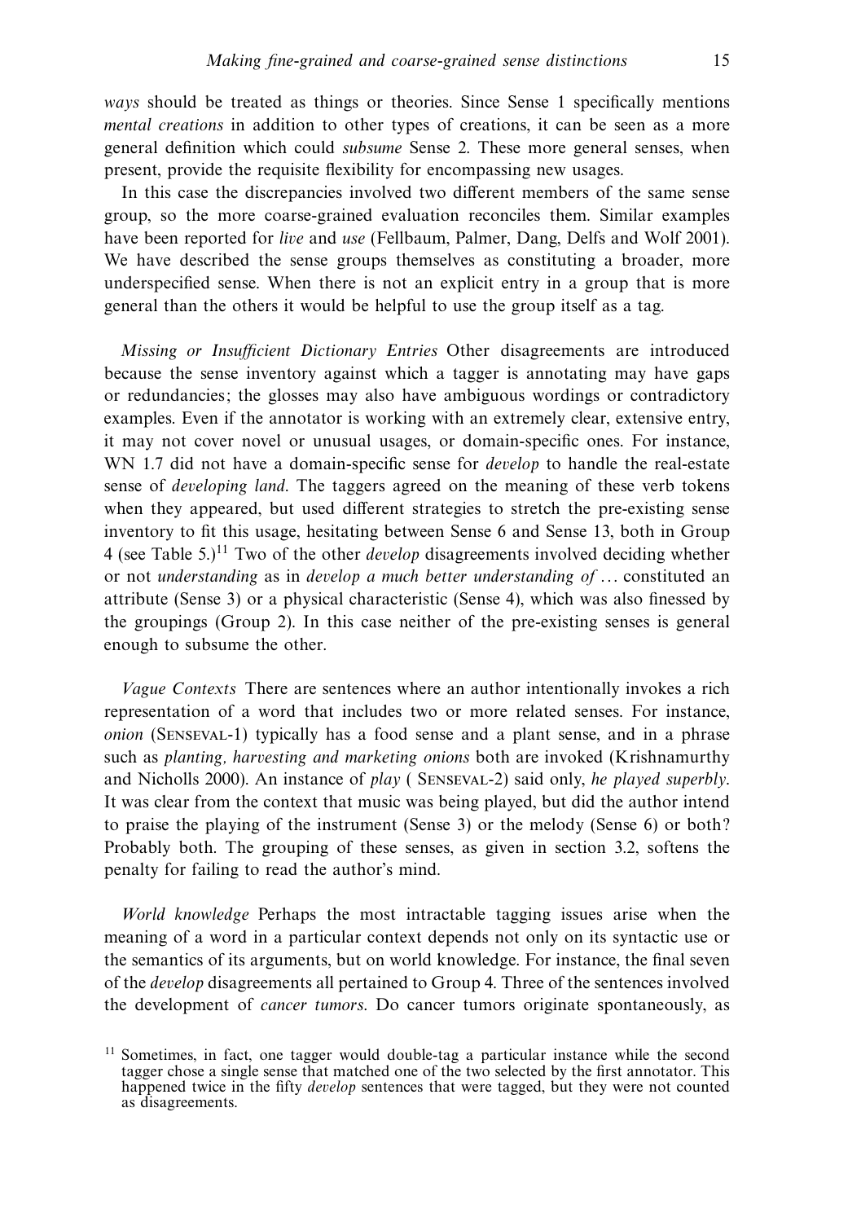*ways* should be treated as things or theories. Since Sense 1 specifically mentions *mental creations* in addition to other types of creations, it can be seen as a more general definition which could *subsume* Sense 2. These more general senses, when present, provide the requisite flexibility for encompassing new usages.

In this case the discrepancies involved two different members of the same sense group, so the more coarse-grained evaluation reconciles them. Similar examples have been reported for *live* and *use* (Fellbaum, Palmer, Dang, Delfs and Wolf 2001). We have described the sense groups themselves as constituting a broader, more underspecified sense. When there is not an explicit entry in a group that is more general than the others it would be helpful to use the group itself as a tag.

*Missing or Insufficient Dictionary Entries* Other disagreements are introduced because the sense inventory against which a tagger is annotating may have gaps or redundancies; the glosses may also have ambiguous wordings or contradictory examples. Even if the annotator is working with an extremely clear, extensive entry, it may not cover novel or unusual usages, or domain-specific ones. For instance, WN 1.7 did not have a domain-specific sense for *develop* to handle the real-estate sense of *developing land*. The taggers agreed on the meaning of these verb tokens when they appeared, but used different strategies to stretch the pre-existing sense inventory to fit this usage, hesitating between Sense 6 and Sense 13, both in Group 4 (see Table 5.)[11] Two of the other *develop* disagreements involved deciding whether or not *understanding* as in *develop a much better understanding of* ... constituted an attribute (Sense 3) or a physical characteristic (Sense 4), which was also finessed by the groupings (Group 2). In this case neither of the pre-existing senses is general enough to subsume the other.

*Vague Contexts* There are sentences where an author intentionally invokes a rich representation of a word that includes two or more related senses. For instance, *onion* (SENSEVAL-1) typically has a food sense and a plant sense, and in a phrase such as *planting, harvesting and marketing onions* both are invoked (Krishnamurthy and Nicholls 2000). An instance of *play* ( SENSEVAL-2) said only, *he played superbly*. It was clear from the context that music was being played, but did the author intend to praise the playing of the instrument (Sense 3) or the melody (Sense 6) or both? Probably both. The grouping of these senses, as given in section 3.2, softens the penalty for failing to read the author's mind.

*World knowledge* Perhaps the most intractable tagging issues arise when the meaning of a word in a particular context depends not only on its syntactic use or the semantics of its arguments, but on world knowledge. For instance, the final seven of the *develop* disagreements all pertained to Group 4. Three of the sentences involved the development of *cancer tumors*. Do cancer tumors originate spontaneously, as

[11] Sometimes, in fact, one tagger would double-tag a particular instance while the second tagger chose a single sense that matched one of the two selected by the first annotator. This happened twice in the fifty *develop* sentences that were tagged, but they were not counted as disagreements.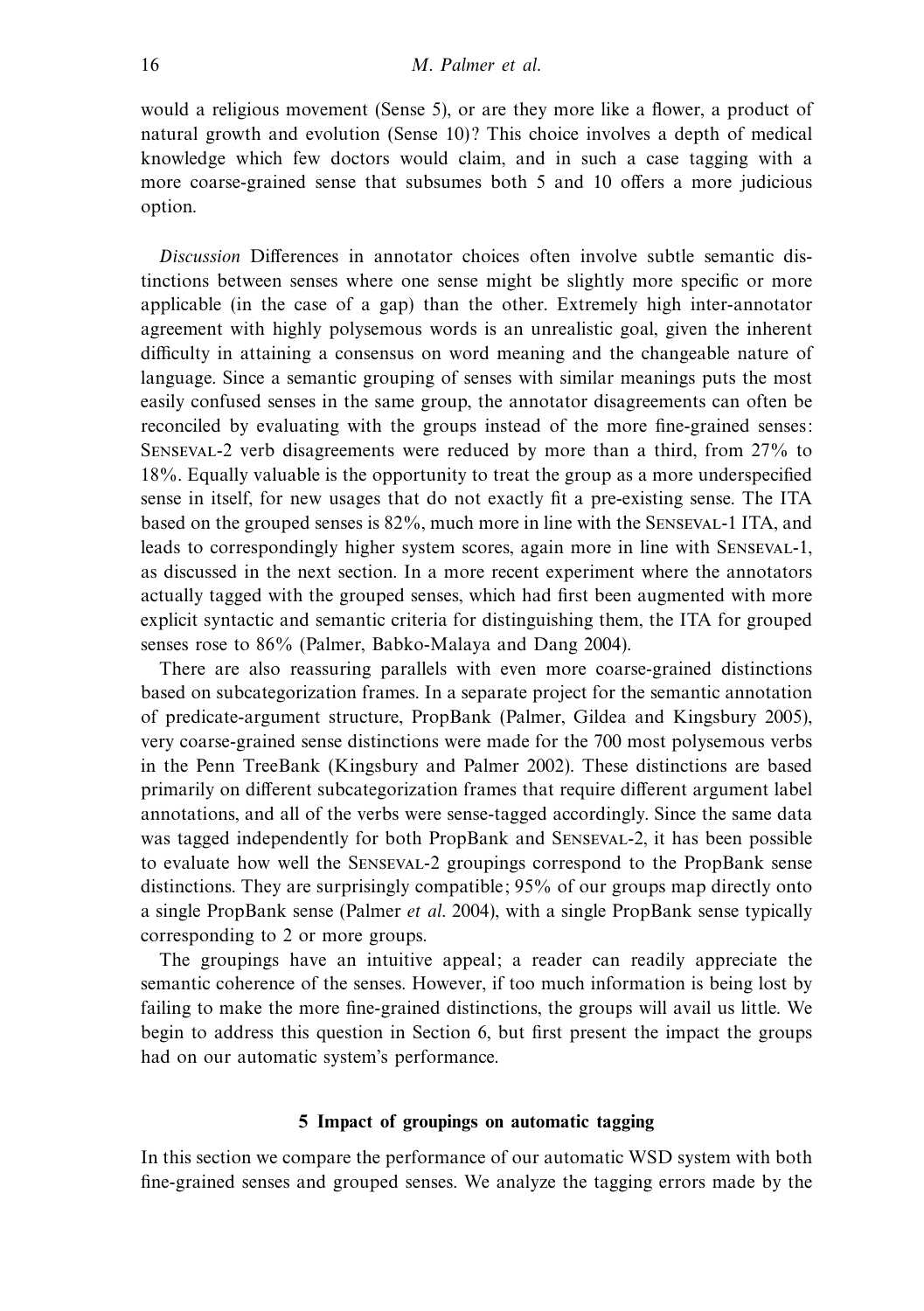would a religious movement (Sense 5), or are they more like a flower, a product of natural growth and evolution (Sense 10)? This choice involves a depth of medical knowledge which few doctors would claim, and in such a case tagging with a more coarse-grained sense that subsumes both 5 and 10 offers a more judicious option.

*Discussion* Differences in annotator choices often involve subtle semantic distinctions between senses where one sense might be slightly more specific or more applicable (in the case of a gap) than the other. Extremely high inter-annotator agreement with highly polysemous words is an unrealistic goal, given the inherent difficulty in attaining a consensus on word meaning and the changeable nature of language. Since a semantic grouping of senses with similar meanings puts the most easily confused senses in the same group, the annotator disagreements can often be reconciled by evaluating with the groups instead of the more fine-grained senses: Senseval-2 verb disagreements were reduced by more than a third, from 27% to 18%. Equally valuable is the opportunity to treat the group as a more underspecified sense in itself, for new usages that do not exactly fit a pre-existing sense. The ITA based on the grouped senses is 82%, much more in line with the Senseval-1 ITA, and leads to correspondingly higher system scores, again more in line with Senseval-1, as discussed in the next section. In a more recent experiment where the annotators actually tagged with the grouped senses, which had first been augmented with more explicit syntactic and semantic criteria for distinguishing them, the ITA for grouped senses rose to 86% (Palmer, Babko-Malaya and Dang 2004).

There are also reassuring parallels with even more coarse-grained distinctions based on subcategorization frames. In a separate project for the semantic annotation of predicate-argument structure, PropBank (Palmer, Gildea and Kingsbury 2005), very coarse-grained sense distinctions were made for the 700 most polysemous verbs in the Penn TreeBank (Kingsbury and Palmer 2002). These distinctions are based primarily on different subcategorization frames that require different argument label annotations, and all of the verbs were sense-tagged accordingly. Since the same data was tagged independently for both PropBank and Senseval-2, it has been possible to evaluate how well the Senseval-2 groupings correspond to the PropBank sense distinctions. They are surprisingly compatible; 95% of our groups map directly onto a single PropBank sense (Palmer *et al.* 2004), with a single PropBank sense typically corresponding to 2 or more groups.

The groupings have an intuitive appeal; a reader can readily appreciate the semantic coherence of the senses. However, if too much information is being lost by failing to make the more fine-grained distinctions, the groups will avail us little. We begin to address this question in Section 6, but first present the impact the groups had on our automatic system's performance.

## 5 Impact of groupings on automatic tagging

In this section we compare the performance of our automatic WSD system with both fine-grained senses and grouped senses. We analyze the tagging errors made by the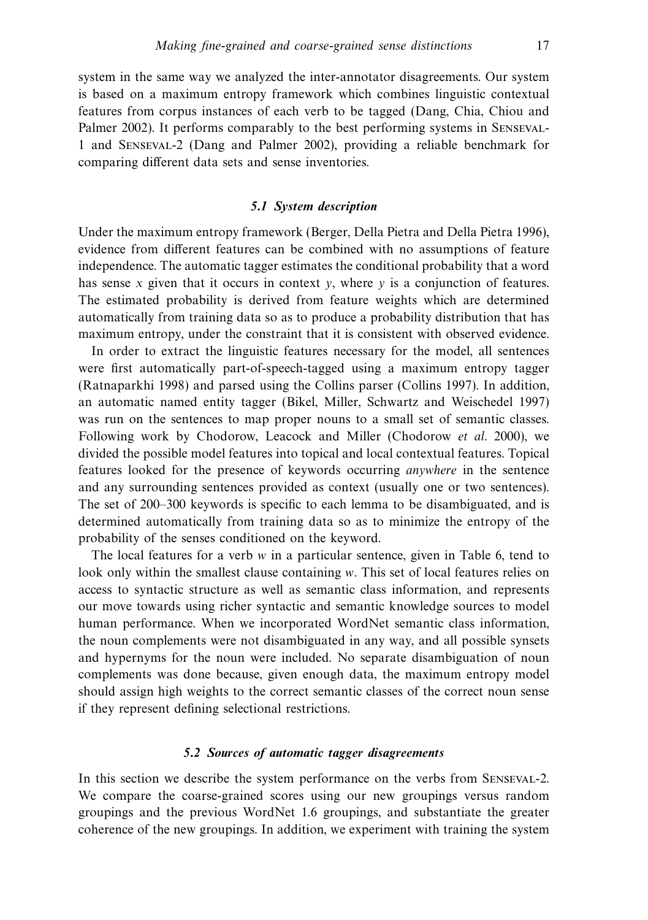system in the same way we analyzed the inter-annotator disagreements. Our system is based on a maximum entropy framework which combines linguistic contextual features from corpus instances of each verb to be tagged (Dang, Chia, Chiou and Palmer 2002). It performs comparably to the best performing systems in Senseval-1 and Senseval-2 (Dang and Palmer 2002), providing a reliable benchmark for comparing different data sets and sense inventories.

### *5.1 System description*

Under the maximum entropy framework (Berger, Della Pietra and Della Pietra 1996), evidence from different features can be combined with no assumptions of feature independence. The automatic tagger estimates the conditional probability that a word has sense $x$ given that it occurs in context $y$, where $y$ is a conjunction of features. The estimated probability is derived from feature weights which are determined automatically from training data so as to produce a probability distribution that has maximum entropy, under the constraint that it is consistent with observed evidence.

In order to extract the linguistic features necessary for the model, all sentences were first automatically part-of-speech-tagged using a maximum entropy tagger (Ratnaparkhi 1998) and parsed using the Collins parser (Collins 1997). In addition, an automatic named entity tagger (Bikel, Miller, Schwartz and Weischedel 1997) was run on the sentences to map proper nouns to a small set of semantic classes. Following work by Chodorow, Leacock and Miller (Chodorow *et al.* 2000), we divided the possible model features into topical and local contextual features. Topical features looked for the presence of keywords occurring *anywhere* in the sentence and any surrounding sentences provided as context (usually one or two sentences). The set of 200–300 keywords is specific to each lemma to be disambiguated, and is determined automatically from training data so as to minimize the entropy of the probability of the senses conditioned on the keyword.

The local features for a verb $w$ in a particular sentence, given in Table 6, tend to look only within the smallest clause containing $w$. This set of local features relies on access to syntactic structure as well as semantic class information, and represents our move towards using richer syntactic and semantic knowledge sources to model human performance. When we incorporated WordNet semantic class information, the noun complements were not disambiguated in any way, and all possible synsets and hypernyms for the noun were included. No separate disambiguation of noun complements was done because, given enough data, the maximum entropy model should assign high weights to the correct semantic classes of the correct noun sense if they represent defining selectional restrictions.

### *5.2 Sources of automatic tagger disagreements*

In this section we describe the system performance on the verbs from Senseval-2. We compare the coarse-grained scores using our new groupings versus random groupings and the previous WordNet 1.6 groupings, and substantiate the greater coherence of the new groupings. In addition, we experiment with training the system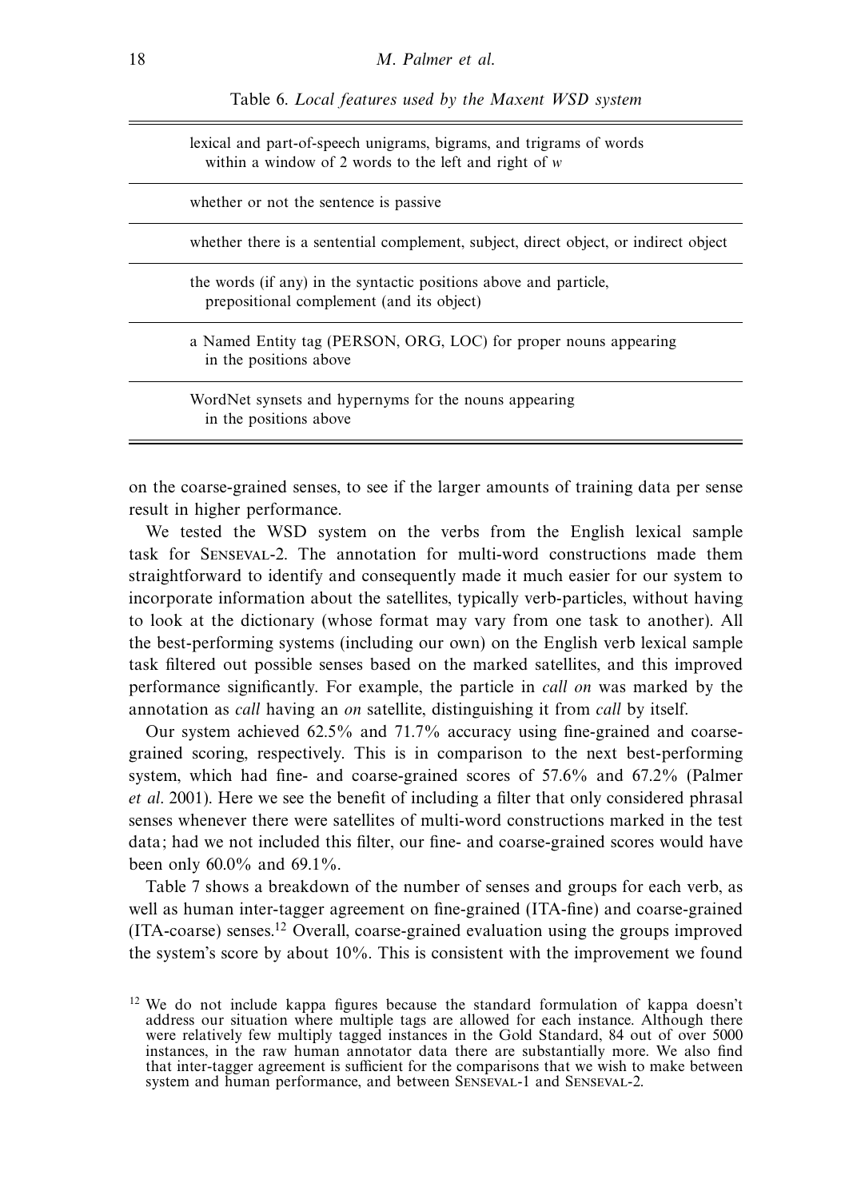Table 6. *Local features used by the Maxent WSD system*

| |
|---|
| lexical and part-of-speech unigrams, bigrams, and trigrams of words within a window of 2 words to the left and right of *w* |
| whether or not the sentence is passive |
| whether there is a sentential complement, subject, direct object, or indirect object |
| the words (if any) in the syntactic positions above and particle, prepositional complement (and its object) |
| a Named Entity tag (PERSON, ORG, LOC) for proper nouns appearing in the positions above |
| WordNet synsets and hypernyms for the nouns appearing in the positions above |

on the coarse-grained senses, to see if the larger amounts of training data per sense result in higher performance.

We tested the WSD system on the verbs from the English lexical sample task for Senseval-2. The annotation for multi-word constructions made them straightforward to identify and consequently made it much easier for our system to incorporate information about the satellites, typically verb-particles, without having to look at the dictionary (whose format may vary from one task to another). All the best-performing systems (including our own) on the English verb lexical sample task filtered out possible senses based on the marked satellites, and this improved performance significantly. For example, the particle in *call on* was marked by the annotation as *call* having an *on* satellite, distinguishing it from *call* by itself.

Our system achieved 62.5% and 71.7% accuracy using fine-grained and coarse-grained scoring, respectively. This is in comparison to the next best-performing system, which had fine- and coarse-grained scores of 57.6% and 67.2% (Palmer *et al.* 2001). Here we see the benefit of including a filter that only considered phrasal senses whenever there were satellites of multi-word constructions marked in the test data; had we not included this filter, our fine- and coarse-grained scores would have been only 60.0% and 69.1%.

Table 7 shows a breakdown of the number of senses and groups for each verb, as well as human inter-tagger agreement on fine-grained (ITA-fine) and coarse-grained (ITA-coarse) senses.[12] Overall, coarse-grained evaluation using the groups improved the system's score by about 10%. This is consistent with the improvement we found

[12] We do not include kappa figures because the standard formulation of kappa doesn't address our situation where multiple tags are allowed for each instance. Although there were relatively few multiply tagged instances in the Gold Standard, 84 out of over 5000 instances, in the raw human annotator data there are substantially more. We also find that inter-tagger agreement is sufficient for the comparisons that we wish to make between system and human performance, and between Senseval-1 and Senseval-2.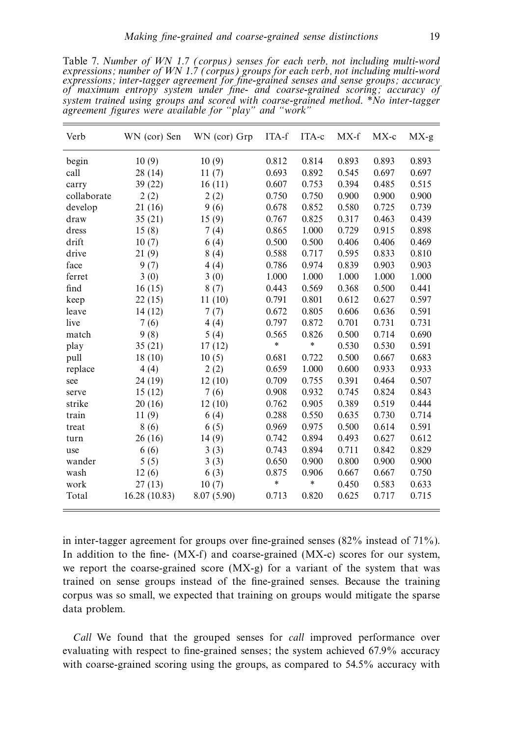Table 7. *Number of WN 1.7 (corpus) senses for each verb, not including multi-word expressions; number of WN 1.7 (corpus) groups for each verb, not including multi-word expressions; inter-tagger agreement for fine-grained senses and sense groups; accuracy of maximum entropy system under fine- and coarse-grained scoring; accuracy of system trained using groups and scored with coarse-grained method.* \**No inter-tagger agreement figures were available for "play" and "work"*

| Verb | WN (cor) Sen | WN (cor) Grp | ITA-f | ITA-c | MX-f | MX-c | MX-g |
|---|---|---|---|---|---|---|---|
| begin | 10 (9) | 10 (9) | 0.812 | 0.814 | 0.893 | 0.893 | 0.893 |
| call | 28 (14) | 11 (7) | 0.693 | 0.892 | 0.545 | 0.697 | 0.697 |
| carry | 39 (22) | 16 (11) | 0.607 | 0.753 | 0.394 | 0.485 | 0.515 |
| collaborate | 2 (2) | 2 (2) | 0.750 | 0.750 | 0.900 | 0.900 | 0.900 |
| develop | 21 (16) | 9 (6) | 0.678 | 0.852 | 0.580 | 0.725 | 0.739 |
| draw | 35 (21) | 15 (9) | 0.767 | 0.825 | 0.317 | 0.463 | 0.439 |
| dress | 15 (8) | 7 (4) | 0.865 | 1.000 | 0.729 | 0.915 | 0.898 |
| drift | 10 (7) | 6 (4) | 0.500 | 0.500 | 0.406 | 0.406 | 0.469 |
| drive | 21 (9) | 8 (4) | 0.588 | 0.717 | 0.595 | 0.833 | 0.810 |
| face | 9 (7) | 4 (4) | 0.786 | 0.974 | 0.839 | 0.903 | 0.903 |
| ferret | 3 (0) | 3 (0) | 1.000 | 1.000 | 1.000 | 1.000 | 1.000 |
| find | 16 (15) | 8 (7) | 0.443 | 0.569 | 0.368 | 0.500 | 0.441 |
| keep | 22 (15) | 11 (10) | 0.791 | 0.801 | 0.612 | 0.627 | 0.597 |
| leave | 14 (12) | 7 (7) | 0.672 | 0.805 | 0.606 | 0.636 | 0.591 |
| live | 7 (6) | 4 (4) | 0.797 | 0.872 | 0.701 | 0.731 | 0.731 |
| match | 9 (8) | 5 (4) | 0.565 | 0.826 | 0.500 | 0.714 | 0.690 |
| play | 35 (21) | 17 (12) | * | * | 0.530 | 0.530 | 0.591 |
| pull | 18 (10) | 10 (5) | 0.681 | 0.722 | 0.500 | 0.667 | 0.683 |
| replace | 4 (4) | 2 (2) | 0.659 | 1.000 | 0.600 | 0.933 | 0.933 |
| see | 24 (19) | 12 (10) | 0.709 | 0.755 | 0.391 | 0.464 | 0.507 |
| serve | 15 (12) | 7 (6) | 0.908 | 0.932 | 0.745 | 0.824 | 0.843 |
| strike | 20 (16) | 12 (10) | 0.762 | 0.905 | 0.389 | 0.519 | 0.444 |
| train | 11 (9) | 6 (4) | 0.288 | 0.550 | 0.635 | 0.730 | 0.714 |
| treat | 8 (6) | 6 (5) | 0.969 | 0.975 | 0.500 | 0.614 | 0.591 |
| turn | 26 (16) | 14 (9) | 0.742 | 0.894 | 0.493 | 0.627 | 0.612 |
| use | 6 (6) | 3 (3) | 0.743 | 0.894 | 0.711 | 0.842 | 0.829 |
| wander | 5 (5) | 3 (3) | 0.650 | 0.900 | 0.800 | 0.900 | 0.900 |
| wash | 12 (6) | 6 (3) | 0.875 | 0.906 | 0.667 | 0.667 | 0.750 |
| work | 27 (13) | 10 (7) | * | * | 0.450 | 0.583 | 0.633 |
| Total | 16.28 (10.83) | 8.07 (5.90) | 0.713 | 0.820 | 0.625 | 0.717 | 0.715 |

in inter-tagger agreement for groups over fine-grained senses (82% instead of 71%). In addition to the fine- (MX-f) and coarse-grained (MX-c) scores for our system, we report the coarse-grained score (MX-g) for a variant of the system that was trained on sense groups instead of the fine-grained senses. Because the training corpus was so small, we expected that training on groups would mitigate the sparse data problem.

*Call* We found that the grouped senses for *call* improved performance over evaluating with respect to fine-grained senses; the system achieved 67.9% accuracy with coarse-grained scoring using the groups, as compared to 54.5% accuracy with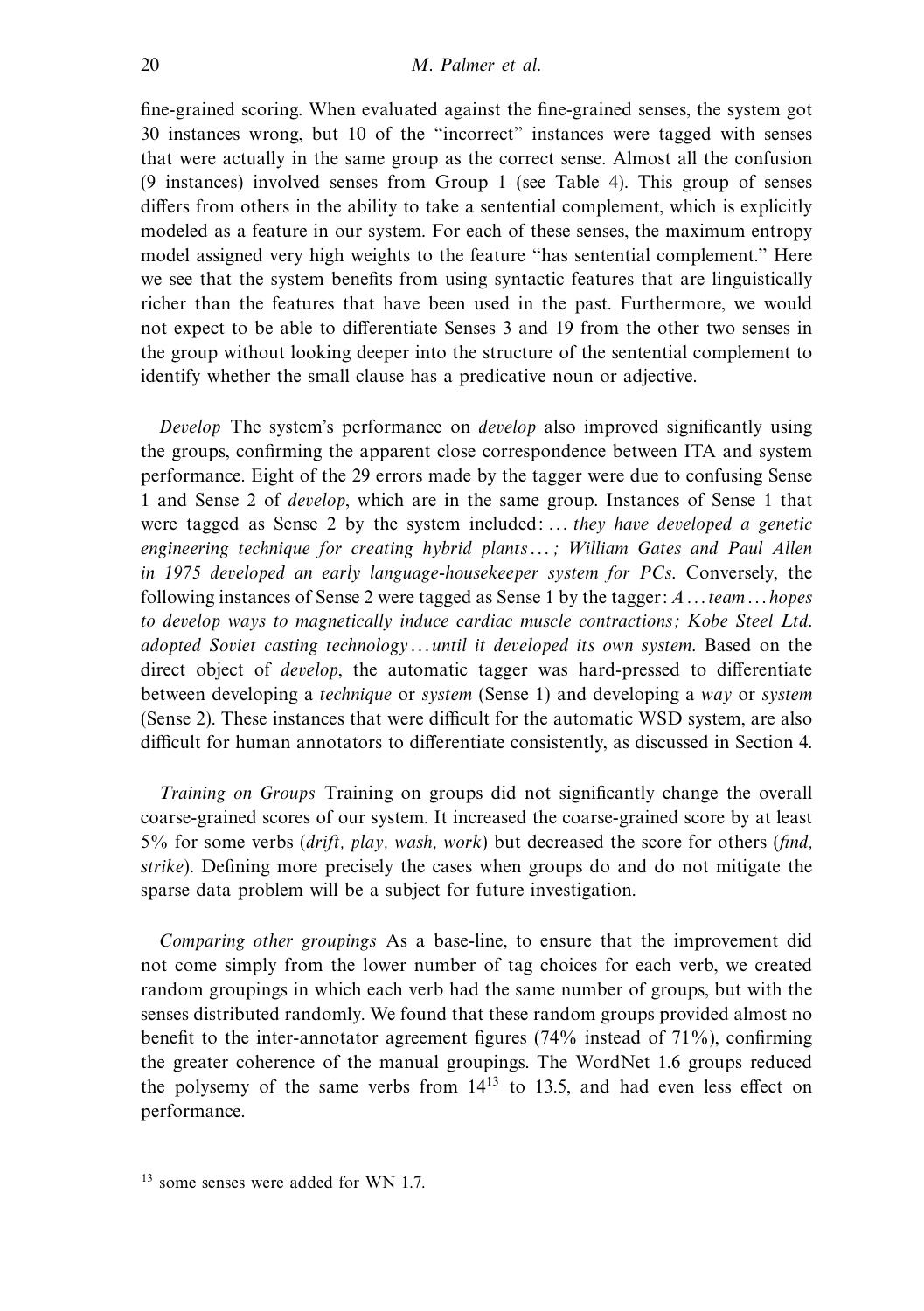fine-grained scoring. When evaluated against the fine-grained senses, the system got 30 instances wrong, but 10 of the "incorrect" instances were tagged with senses that were actually in the same group as the correct sense. Almost all the confusion (9 instances) involved senses from Group 1 (see Table 4). This group of senses differs from others in the ability to take a sentential complement, which is explicitly modeled as a feature in our system. For each of these senses, the maximum entropy model assigned very high weights to the feature "has sentential complement." Here we see that the system benefits from using syntactic features that are linguistically richer than the features that have been used in the past. Furthermore, we would not expect to be able to differentiate Senses 3 and 19 from the other two senses in the group without looking deeper into the structure of the sentential complement to identify whether the small clause has a predicative noun or adjective.

*Develop* The system's performance on *develop* also improved significantly using the groups, confirming the apparent close correspondence between ITA and system performance. Eight of the 29 errors made by the tagger were due to confusing Sense 1 and Sense 2 of *develop*, which are in the same group. Instances of Sense 1 that were tagged as Sense 2 by the system included: ... *they have developed a genetic engineering technique for creating hybrid plants ...; William Gates and Paul Allen in 1975 developed an early language-housekeeper system for PCs*. Conversely, the following instances of Sense 2 were tagged as Sense 1 by the tagger: *A ... team ... hopes to develop ways to magnetically induce cardiac muscle contractions; Kobe Steel Ltd. adopted Soviet casting technology ... until it developed its own system*. Based on the direct object of *develop*, the automatic tagger was hard-pressed to differentiate between developing a *technique* or *system* (Sense 1) and developing a *way* or *system* (Sense 2). These instances that were difficult for the automatic WSD system, are also difficult for human annotators to differentiate consistently, as discussed in Section 4.

*Training on Groups* Training on groups did not significantly change the overall coarse-grained scores of our system. It increased the coarse-grained score by at least 5% for some verbs (*drift, play, wash, work*) but decreased the score for others (*find, strike*). Defining more precisely the cases when groups do and do not mitigate the sparse data problem will be a subject for future investigation.

*Comparing other groupings* As a base-line, to ensure that the improvement did not come simply from the lower number of tag choices for each verb, we created random groupings in which each verb had the same number of groups, but with the senses distributed randomly. We found that these random groups provided almost no benefit to the inter-annotator agreement figures (74% instead of 71%), confirming the greater coherence of the manual groupings. The WordNet 1.6 groups reduced the polysemy of the same verbs from 14[13] to 13.5, and had even less effect on performance.

[13] some senses were added for WN 1.7.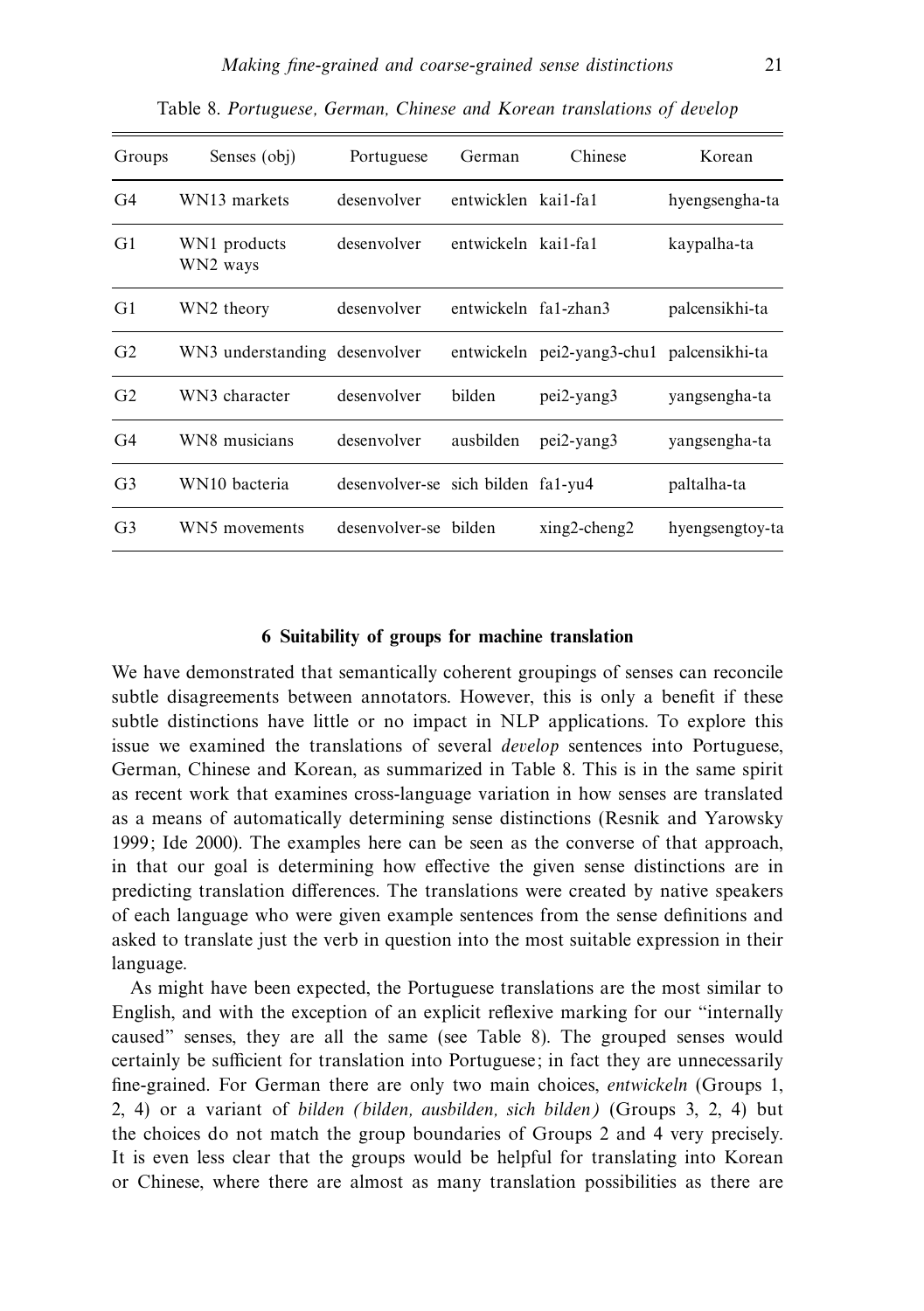Table 8. *Portuguese, German, Chinese and Korean translations of develop*

| Groups | Senses (obj) | Portuguese | German | Chinese | Korean |
|---|---|---|---|---|---|
| G4 | WN13 markets | desenvolver | entwicklen | kai1-fa1 | hyengsengha-ta |
| G1 | WN1 products WN2 ways | desenvolver | entwickeln | kai1-fa1 | kaypalha-ta |
| G1 | WN2 theory | desenvolver | entwickeln | fa1-zhan3 | palcensikhi-ta |
| G2 | WN3 understanding | desenvolver | entwickeln | pei2-yang3-chu1 | palcensikhi-ta |
| G2 | WN3 character | desenvolver | bilden | pei2-yang3 | yangsengha-ta |
| G4 | WN8 musicians | desenvolver | ausbilden | pei2-yang3 | yangsengha-ta |
| G3 | WN10 bacteria | desenvolver-se | sich bilden | fa1-yu4 | paltalha-ta |
| G3 | WN5 movements | desenvolver-se | bilden | xing2-cheng2 | hyengsengtoy-ta |

## 6 Suitability of groups for machine translation

We have demonstrated that semantically coherent groupings of senses can reconcile subtle disagreements between annotators. However, this is only a benefit if these subtle distinctions have little or no impact in NLP applications. To explore this issue we examined the translations of several *develop* sentences into Portuguese, German, Chinese and Korean, as summarized in Table 8. This is in the same spirit as recent work that examines cross-language variation in how senses are translated as a means of automatically determining sense distinctions (Resnik and Yarowsky 1999; Ide 2000). The examples here can be seen as the converse of that approach, in that our goal is determining how effective the given sense distinctions are in predicting translation differences. The translations were created by native speakers of each language who were given example sentences from the sense definitions and asked to translate just the verb in question into the most suitable expression in their language.

As might have been expected, the Portuguese translations are the most similar to English, and with the exception of an explicit reflexive marking for our "internally caused" senses, they are all the same (see Table 8). The grouped senses would certainly be sufficient for translation into Portuguese; in fact they are unnecessarily fine-grained. For German there are only two main choices, *entwickeln* (Groups 1, 2, 4) or a variant of *bilden (bilden, ausbilden, sich bilden)* (Groups 3, 2, 4) but the choices do not match the group boundaries of Groups 2 and 4 very precisely. It is even less clear that the groups would be helpful for translating into Korean or Chinese, where there are almost as many translation possibilities as there are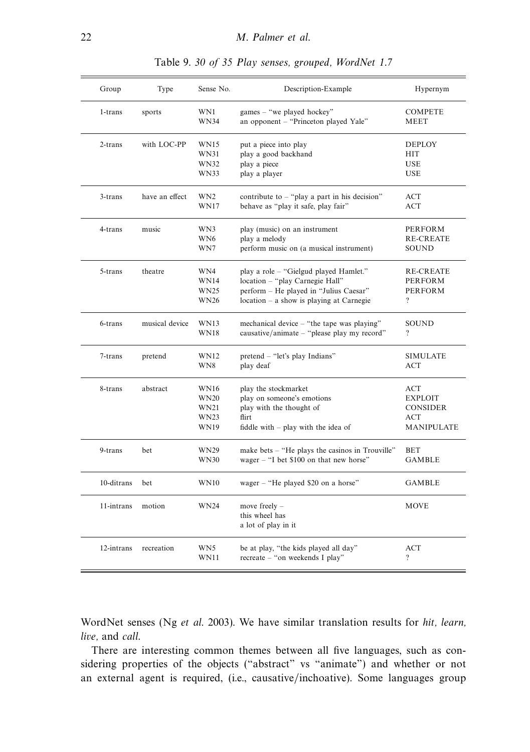Table 9. *30 of 35 Play senses, grouped, WordNet 1.7*

| Group | Type | Sense No. | Description-Example | Hypernym |
|---|---|---|---|---|
| 1-trans | sports | WN1<br>WN34 | games – "we played hockey"<br>an opponent – "Princeton played Yale" | COMPETE<br>MEET |
| 2-trans | with LOC-PP | WN15<br>WN31<br>WN32<br>WN33 | put a piece into play<br>play a good backhand<br>play a piece<br>play a player | DEPLOY<br>HIT<br>USE<br>USE |
| 3-trans | have an effect | WN2<br>WN17 | contribute to – "play a part in his decision"<br>behave as "play it safe, play fair" | ACT<br>ACT |
| 4-trans | music | WN3<br>WN6<br>WN7 | play (music) on an instrument<br>play a melody<br>perform music on (a musical instrument) | PERFORM<br>RE-CREATE<br>SOUND |
| 5-trans | theatre | WN4<br>WN14<br>WN25<br>WN26 | play a role – "Gielgud played Hamlet."<br>location – "play Carnegie Hall"<br>perform – He played in "Julius Caesar"<br>location – a show is playing at Carnegie | RE-CREATE<br>PERFORM<br>PERFORM<br>? |
| 6-trans | musical device | WN13<br>WN18 | mechanical device – "the tape was playing"<br>causative/animate – "please play my record" | SOUND<br>? |
| 7-trans | pretend | WN12<br>WN8 | pretend – "let's play Indians"<br>play deaf | SIMULATE<br>ACT |
| 8-trans | abstract | WN16<br>WN20<br>WN21<br>WN23<br>WN19 | play the stockmarket<br>play on someone's emotions<br>play with the thought of<br>flirt<br>fiddle with – play with the idea of | ACT<br>EXPLOIT<br>CONSIDER<br>ACT<br>MANIPULATE |
| 9-trans | bet | WN29<br>WN30 | make bets – "He plays the casinos in Trouville"<br>wager – "I bet $100 on that new horse" | BET<br>GAMBLE |
| 10-ditrans | bet | WN10 | wager – "He played $20 on a horse" | GAMBLE |
| 11-intrans | motion | WN24 | move freely – this wheel has a lot of play in it | MOVE |
| 12-intrans | recreation | WN5<br>WN11 | be at play, "the kids played all day"<br>recreate – "on weekends I play" | ACT<br>? |

WordNet senses (Ng *et al.* 2003). We have similar translation results for *hit, learn, live,* and *call.*

There are interesting common themes between all five languages, such as considering properties of the objects ("abstract" vs "animate") and whether or not an external agent is required, (i.e., causative/inchoative). Some languages group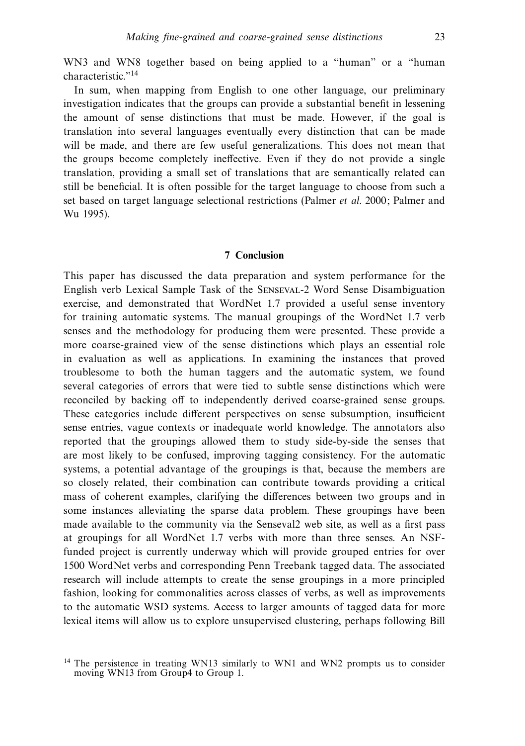WN3 and WN8 together based on being applied to a "human" or a "human characteristic."[14]

In sum, when mapping from English to one other language, our preliminary investigation indicates that the groups can provide a substantial benefit in lessening the amount of sense distinctions that must be made. However, if the goal is translation into several languages eventually every distinction that can be made will be made, and there are few useful generalizations. This does not mean that the groups become completely ineffective. Even if they do not provide a single translation, providing a small set of translations that are semantically related can still be beneficial. It is often possible for the target language to choose from such a set based on target language selectional restrictions (Palmer *et al.* 2000; Palmer and Wu 1995).

## 7 Conclusion

This paper has discussed the data preparation and system performance for the English verb Lexical Sample Task of the Senseval-2 Word Sense Disambiguation exercise, and demonstrated that WordNet 1.7 provided a useful sense inventory for training automatic systems. The manual groupings of the WordNet 1.7 verb senses and the methodology for producing them were presented. These provide a more coarse-grained view of the sense distinctions which plays an essential role in evaluation as well as applications. In examining the instances that proved troublesome to both the human taggers and the automatic system, we found several categories of errors that were tied to subtle sense distinctions which were reconciled by backing off to independently derived coarse-grained sense groups. These categories include different perspectives on sense subsumption, insufficient sense entries, vague contexts or inadequate world knowledge. The annotators also reported that the groupings allowed them to study side-by-side the senses that are most likely to be confused, improving tagging consistency. For the automatic systems, a potential advantage of the groupings is that, because the members are so closely related, their combination can contribute towards providing a critical mass of coherent examples, clarifying the differences between two groups and in some instances alleviating the sparse data problem. These groupings have been made available to the community via the Senseval2 web site, as well as a first pass at groupings for all WordNet 1.7 verbs with more than three senses. An NSF-funded project is currently underway which will provide grouped entries for over 1500 WordNet verbs and corresponding Penn Treebank tagged data. The associated research will include attempts to create the sense groupings in a more principled fashion, looking for commonalities across classes of verbs, as well as improvements to the automatic WSD systems. Access to larger amounts of tagged data for more lexical items will allow us to explore unsupervised clustering, perhaps following Bill

[14] The persistence in treating WN13 similarly to WN1 and WN2 prompts us to consider moving WN13 from Group4 to Group 1.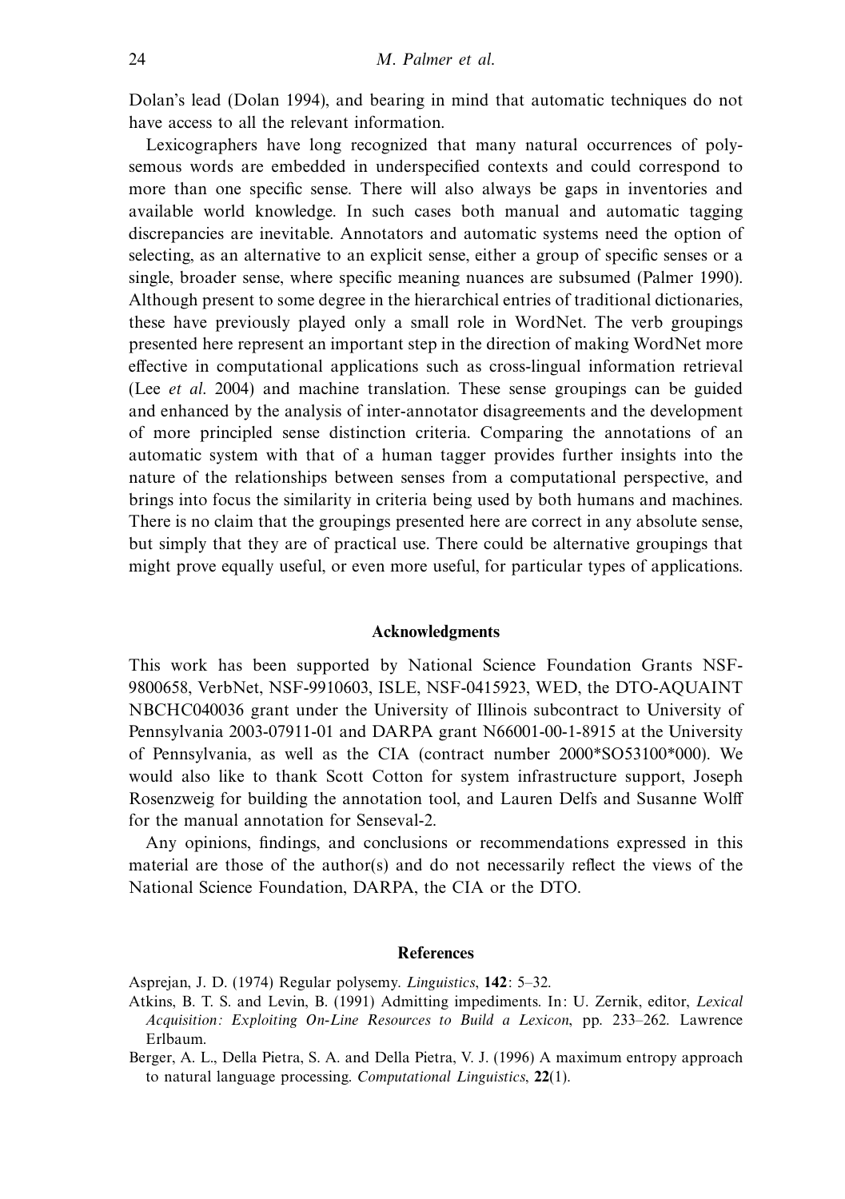Dolan's lead (Dolan 1994), and bearing in mind that automatic techniques do not have access to all the relevant information.

Lexicographers have long recognized that many natural occurrences of polysemous words are embedded in underspecified contexts and could correspond to more than one specific sense. There will also always be gaps in inventories and available world knowledge. In such cases both manual and automatic tagging discrepancies are inevitable. Annotators and automatic systems need the option of selecting, as an alternative to an explicit sense, either a group of specific senses or a single, broader sense, where specific meaning nuances are subsumed (Palmer 1990). Although present to some degree in the hierarchical entries of traditional dictionaries, these have previously played only a small role in WordNet. The verb groupings presented here represent an important step in the direction of making WordNet more effective in computational applications such as cross-lingual information retrieval (Lee *et al.* 2004) and machine translation. These sense groupings can be guided and enhanced by the analysis of inter-annotator disagreements and the development of more principled sense distinction criteria. Comparing the annotations of an automatic system with that of a human tagger provides further insights into the nature of the relationships between senses from a computational perspective, and brings into focus the similarity in criteria being used by both humans and machines. There is no claim that the groupings presented here are correct in any absolute sense, but simply that they are of practical use. There could be alternative groupings that might prove equally useful, or even more useful, for particular types of applications.

## Acknowledgments

This work has been supported by National Science Foundation Grants NSF-9800658, VerbNet, NSF-9910603, ISLE, NSF-0415923, WED, the DTO-AQUAINT NBCHC040036 grant under the University of Illinois subcontract to University of Pennsylvania 2003-07911-01 and DARPA grant N66001-00-1-8915 at the University of Pennsylvania, as well as the CIA (contract number 2000*SO53100*000). We would also like to thank Scott Cotton for system infrastructure support, Joseph Rosenzweig for building the annotation tool, and Lauren Delfs and Susanne Wolff for the manual annotation for Senseval-2.

Any opinions, findings, and conclusions or recommendations expressed in this material are those of the author(s) and do not necessarily reflect the views of the National Science Foundation, DARPA, the CIA or the DTO.

## References

Asprejan, J. D. (1974) Regular polysemy. *Linguistics*, **142**: 5–32.

Atkins, B. T. S. and Levin, B. (1991) Admitting impediments. In: U. Zernik, editor, *Lexical Acquisition: Exploiting On-Line Resources to Build a Lexicon*, pp. 233–262. Lawrence Erlbaum.

Berger, A. L., Della Pietra, S. A. and Della Pietra, V. J. (1996) A maximum entropy approach to natural language processing. *Computational Linguistics*, **22**(1).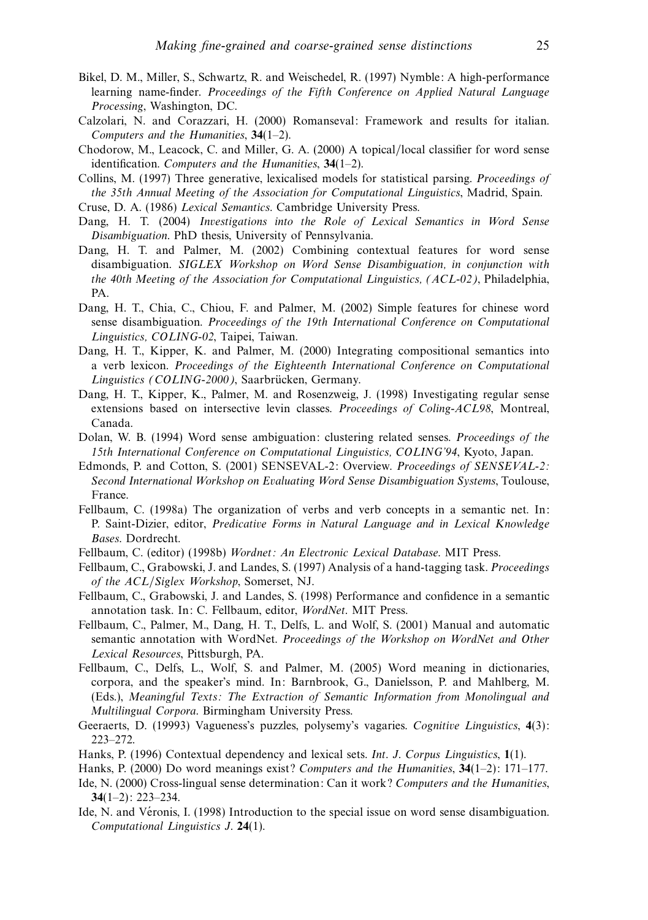Bikel, D. M., Miller, S., Schwartz, R. and Weischedel, R. (1997) Nymble: A high-performance learning name-finder. *Proceedings of the Fifth Conference on Applied Natural Language Processing*, Washington, DC.

Calzolari, N. and Corazzari, H. (2000) Romanseval: Framework and results for italian. *Computers and the Humanities*, **34**(1–2).

Chodorow, M., Leacock, C. and Miller, G. A. (2000) A topical/local classifier for word sense identification. *Computers and the Humanities*, **34**(1–2).

Collins, M. (1997) Three generative, lexicalised models for statistical parsing. *Proceedings of the 35th Annual Meeting of the Association for Computational Linguistics*, Madrid, Spain.

Cruse, D. A. (1986) *Lexical Semantics*. Cambridge University Press.

Dang, H. T. (2004) *Investigations into the Role of Lexical Semantics in Word Sense Disambiguation*. PhD thesis, University of Pennsylvania.

Dang, H. T. and Palmer, M. (2002) Combining contextual features for word sense disambiguation. *SIGLEX Workshop on Word Sense Disambiguation, in conjunction with the 40th Meeting of the Association for Computational Linguistics, (ACL-02)*, Philadelphia, PA.

Dang, H. T., Chia, C., Chiou, F. and Palmer, M. (2002) Simple features for chinese word sense disambiguation. *Proceedings of the 19th International Conference on Computational Linguistics, COLING-02*, Taipei, Taiwan.

Dang, H. T., Kipper, K. and Palmer, M. (2000) Integrating compositional semantics into a verb lexicon. *Proceedings of the Eighteenth International Conference on Computational Linguistics (COLING-2000)*, Saarbrücken, Germany.

Dang, H. T., Kipper, K., Palmer, M. and Rosenzweig, J. (1998) Investigating regular sense extensions based on intersective levin classes. *Proceedings of Coling-ACL98*, Montreal, Canada.

Dolan, W. B. (1994) Word sense ambiguation: clustering related senses. *Proceedings of the 15th International Conference on Computational Linguistics, COLING'94*, Kyoto, Japan.

Edmonds, P. and Cotton, S. (2001) SENSEVAL-2: Overview. *Proceedings of SENSEVAL-2: Second International Workshop on Evaluating Word Sense Disambiguation Systems*, Toulouse, France.

Fellbaum, C. (1998a) The organization of verbs and verb concepts in a semantic net. In: P. Saint-Dizier, editor, *Predicative Forms in Natural Language and in Lexical Knowledge Bases*. Dordrecht.

Fellbaum, C. (editor) (1998b) *Wordnet: An Electronic Lexical Database*. MIT Press.

Fellbaum, C., Grabowski, J. and Landes, S. (1997) Analysis of a hand-tagging task. *Proceedings of the ACL/Siglex Workshop*, Somerset, NJ.

Fellbaum, C., Grabowski, J. and Landes, S. (1998) Performance and confidence in a semantic annotation task. In: C. Fellbaum, editor, *WordNet*. MIT Press.

Fellbaum, C., Palmer, M., Dang, H. T., Delfs, L. and Wolf, S. (2001) Manual and automatic semantic annotation with WordNet. *Proceedings of the Workshop on WordNet and Other Lexical Resources*, Pittsburgh, PA.

Fellbaum, C., Delfs, L., Wolf, S. and Palmer, M. (2005) Word meaning in dictionaries, corpora, and the speaker's mind. In: Barnbrook, G., Danielsson, P. and Mahlberg, M. (Eds.), *Meaningful Texts: The Extraction of Semantic Information from Monolingual and Multilingual Corpora*. Birmingham University Press.

Geeraerts, D. (19993) Vagueness's puzzles, polysemy's vagaries. *Cognitive Linguistics*, **4**(3): 223–272.

Hanks, P. (1996) Contextual dependency and lexical sets. *Int. J. Corpus Linguistics*, **1**(1).

Hanks, P. (2000) Do word meanings exist? *Computers and the Humanities*, **34**(1–2): 171–177.

Ide, N. (2000) Cross-lingual sense determination: Can it work? *Computers and the Humanities*, **34**(1–2): 223–234.

Ide, N. and Véronis, I. (1998) Introduction to the special issue on word sense disambiguation. *Computational Linguistics J*. **24**(1).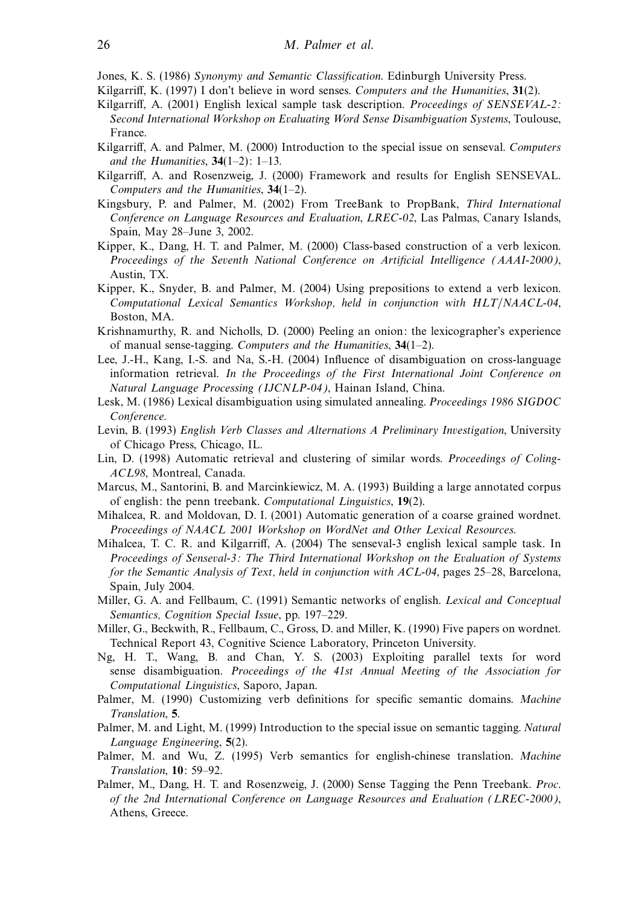Jones, K. S. (1986) *Synonymy and Semantic Classification*. Edinburgh University Press.

Kilgarriff, K. (1997) I don't believe in word senses. *Computers and the Humanities*, **31**(2).

Kilgarriff, A. (2001) English lexical sample task description. *Proceedings of SENSEVAL-2: Second International Workshop on Evaluating Word Sense Disambiguation Systems*, Toulouse, France.

Kilgarriff, A. and Palmer, M. (2000) Introduction to the special issue on senseval. *Computers and the Humanities*, **34**(1–2): 1–13.

Kilgarriff, A. and Rosenzweig, J. (2000) Framework and results for English SENSEVAL. *Computers and the Humanities*, **34**(1–2).

Kingsbury, P. and Palmer, M. (2002) From TreeBank to PropBank, *Third International Conference on Language Resources and Evaluation, LREC-02*, Las Palmas, Canary Islands, Spain, May 28–June 3, 2002.

Kipper, K., Dang, H. T. and Palmer, M. (2000) Class-based construction of a verb lexicon. *Proceedings of the Seventh National Conference on Artificial Intelligence (AAAI-2000)*, Austin, TX.

Kipper, K., Snyder, B. and Palmer, M. (2004) Using prepositions to extend a verb lexicon. *Computational Lexical Semantics Workshop, held in conjunction with HLT/NAACL-04*, Boston, MA.

Krishnamurthy, R. and Nicholls, D. (2000) Peeling an onion: the lexicographer's experience of manual sense-tagging. *Computers and the Humanities*, **34**(1–2).

Lee, J.-H., Kang, I.-S. and Na, S.-H. (2004) Influence of disambiguation on cross-language information retrieval. *In the Proceedings of the First International Joint Conference on Natural Language Processing (IJCNLP-04)*, Hainan Island, China.

Lesk, M. (1986) Lexical disambiguation using simulated annealing. *Proceedings 1986 SIGDOC Conference*.

Levin, B. (1993) *English Verb Classes and Alternations A Preliminary Investigation*, University of Chicago Press, Chicago, IL.

Lin, D. (1998) Automatic retrieval and clustering of similar words. *Proceedings of Coling-ACL98*, Montreal, Canada.

Marcus, M., Santorini, B. and Marcinkiewicz, M. A. (1993) Building a large annotated corpus of english: the penn treebank. *Computational Linguistics*, **19**(2).

Mihalcea, R. and Moldovan, D. I. (2001) Automatic generation of a coarse grained wordnet. *Proceedings of NAACL 2001 Workshop on WordNet and Other Lexical Resources*.

Mihalcea, T. C. R. and Kilgarriff, A. (2004) The senseval-3 english lexical sample task. In *Proceedings of Senseval-3: The Third International Workshop on the Evaluation of Systems for the Semantic Analysis of Text, held in conjunction with ACL-04*, pages 25–28, Barcelona, Spain, July 2004.

Miller, G. A. and Fellbaum, C. (1991) Semantic networks of english. *Lexical and Conceptual Semantics, Cognition Special Issue*, pp. 197–229.

Miller, G., Beckwith, R., Fellbaum, C., Gross, D. and Miller, K. (1990) Five papers on wordnet. Technical Report 43, Cognitive Science Laboratory, Princeton University.

Ng, H. T., Wang, B. and Chan, Y. S. (2003) Exploiting parallel texts for word sense disambiguation. *Proceedings of the 41st Annual Meeting of the Association for Computational Linguistics*, Saporo, Japan.

Palmer, M. (1990) Customizing verb definitions for specific semantic domains. *Machine Translation*, **5**.

Palmer, M. and Light, M. (1999) Introduction to the special issue on semantic tagging. *Natural Language Engineering*, **5**(2).

Palmer, M. and Wu, Z. (1995) Verb semantics for english-chinese translation. *Machine Translation*, **10**: 59–92.

Palmer, M., Dang, H. T. and Rosenzweig, J. (2000) Sense Tagging the Penn Treebank. *Proc. of the 2nd International Conference on Language Resources and Evaluation (LREC-2000)*, Athens, Greece.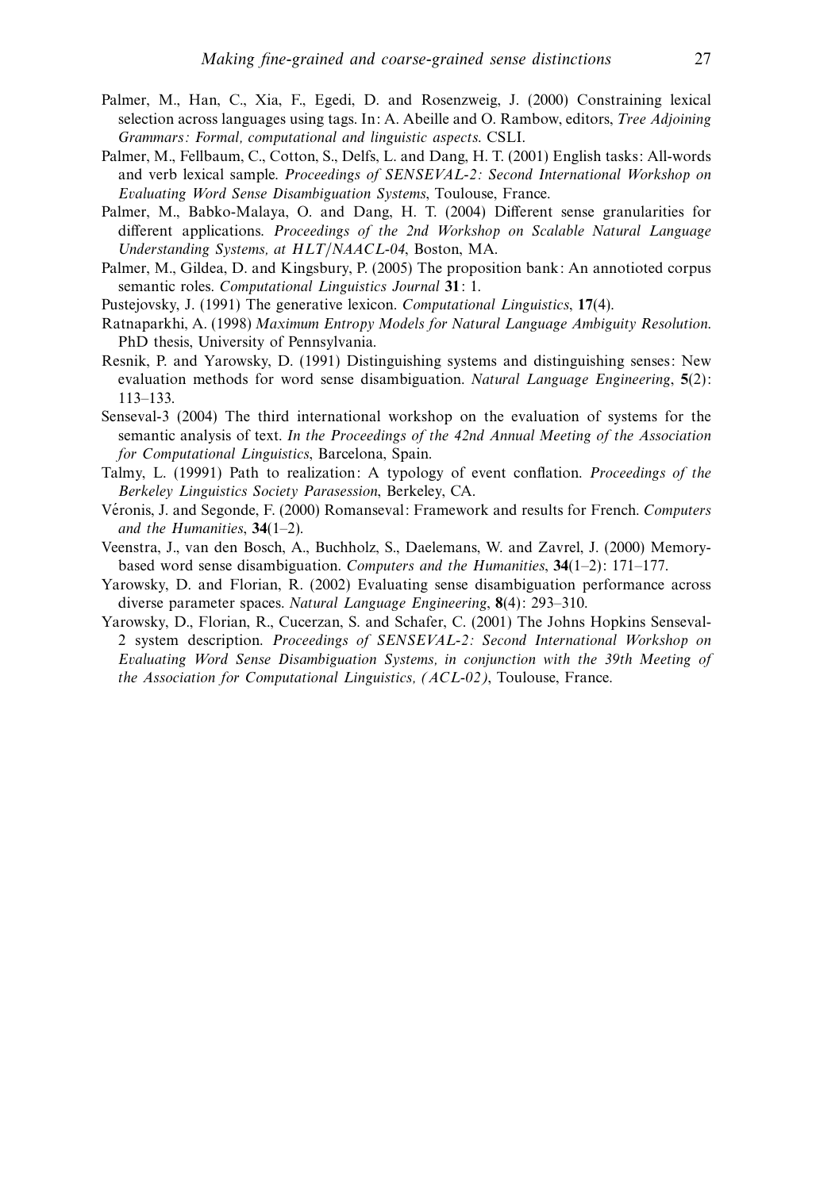Palmer, M., Han, C., Xia, F., Egedi, D. and Rosenzweig, J. (2000) Constraining lexical selection across languages using tags. In: A. Abeille and O. Rambow, editors, *Tree Adjoining Grammars: Formal, computational and linguistic aspects*. CSLI.

Palmer, M., Fellbaum, C., Cotton, S., Delfs, L. and Dang, H. T. (2001) English tasks: All-words and verb lexical sample. *Proceedings of SENSEVAL-2: Second International Workshop on Evaluating Word Sense Disambiguation Systems*, Toulouse, France.

Palmer, M., Babko-Malaya, O. and Dang, H. T. (2004) Different sense granularities for different applications. *Proceedings of the 2nd Workshop on Scalable Natural Language Understanding Systems, at HLT/NAACL-04*, Boston, MA.

Palmer, M., Gildea, D. and Kingsbury, P. (2005) The proposition bank: An annotioted corpus semantic roles. *Computational Linguistics Journal* **31**: 1.

Pustejovsky, J. (1991) The generative lexicon. *Computational Linguistics*, **17**(4).

Ratnaparkhi, A. (1998) *Maximum Entropy Models for Natural Language Ambiguity Resolution*. PhD thesis, University of Pennsylvania.

Resnik, P. and Yarowsky, D. (1991) Distinguishing systems and distinguishing senses: New evaluation methods for word sense disambiguation. *Natural Language Engineering*, **5**(2): 113–133.

Senseval-3 (2004) The third international workshop on the evaluation of systems for the semantic analysis of text. *In the Proceedings of the 42nd Annual Meeting of the Association for Computational Linguistics*, Barcelona, Spain.

Talmy, L. (19991) Path to realization: A typology of event conflation. *Proceedings of the Berkeley Linguistics Society Parasession*, Berkeley, CA.

Véronis, J. and Segonde, F. (2000) Romanseval: Framework and results for French. *Computers and the Humanities*, **34**(1–2).

Veenstra, J., van den Bosch, A., Buchholz, S., Daelemans, W. and Zavrel, J. (2000) Memory-based word sense disambiguation. *Computers and the Humanities*, **34**(1–2): 171–177.

Yarowsky, D. and Florian, R. (2002) Evaluating sense disambiguation performance across diverse parameter spaces. *Natural Language Engineering*, **8**(4): 293–310.

Yarowsky, D., Florian, R., Cucerzan, S. and Schafer, C. (2001) The Johns Hopkins Senseval-2 system description. *Proceedings of SENSEVAL-2: Second International Workshop on Evaluating Word Sense Disambiguation Systems, in conjunction with the 39th Meeting of the Association for Computational Linguistics, (ACL-02)*, Toulouse, France.